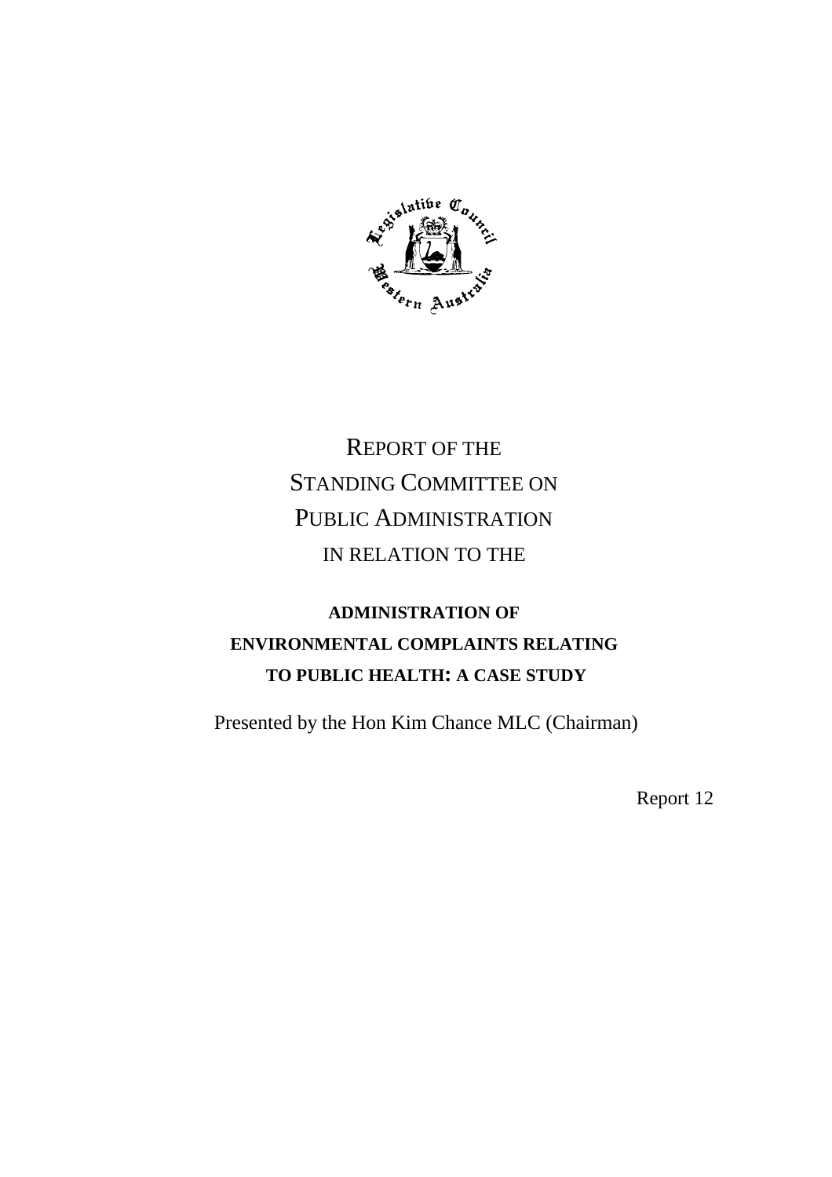# REPORT OF THE STANDING COMMITTEE ON PUBLIC ADMINISTRATION IN RELATION TO THE

## ADMINISTRATION OF ENVIRONMENTAL COMPLAINTS RELATING TO PUBLIC HEALTH: A CASE STUDY

Presented by the Hon Kim Chance MLC (Chairman)

Report 12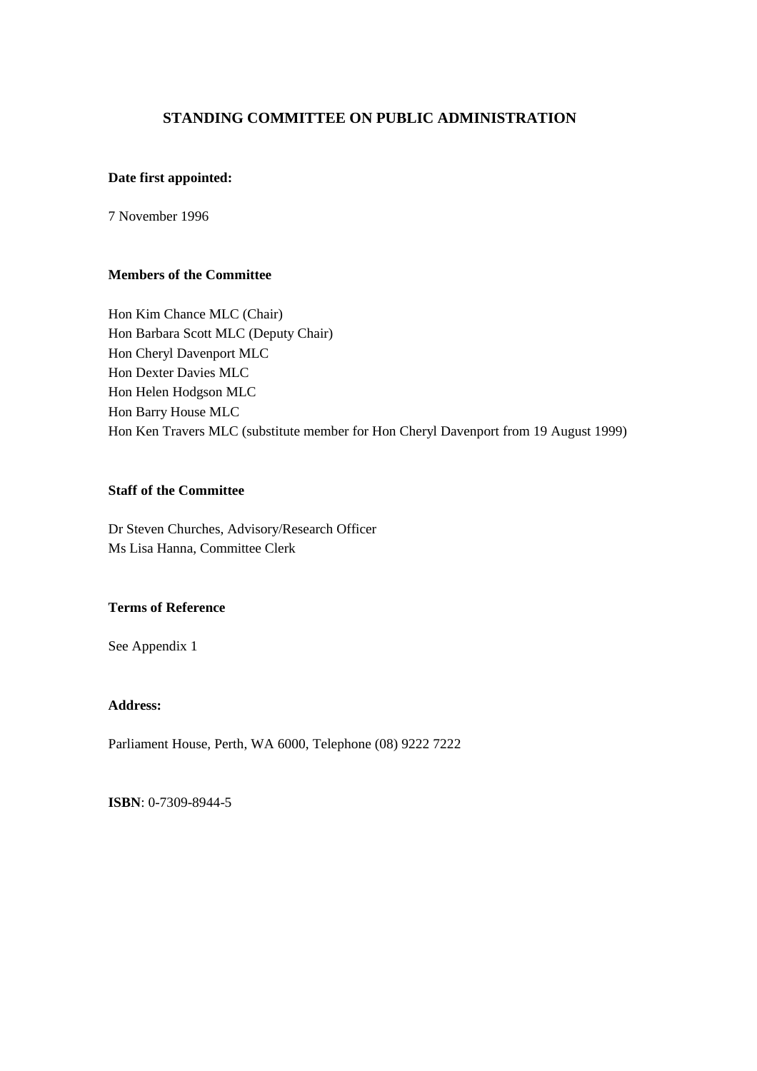# STANDING COMMITTEE ON PUBLIC ADMINISTRATION

**Date first appointed:**

7 November 1996

**Members of the Committee**

Hon Kim Chance MLC (Chair)
Hon Barbara Scott MLC (Deputy Chair)
Hon Cheryl Davenport MLC
Hon Dexter Davies MLC
Hon Helen Hodgson MLC
Hon Barry House MLC
Hon Ken Travers MLC (substitute member for Hon Cheryl Davenport from 19 August 1999)

**Staff of the Committee**

Dr Steven Churches, Advisory/Research Officer
Ms Lisa Hanna, Committee Clerk

**Terms of Reference**

See Appendix 1

**Address:**

Parliament House, Perth, WA 6000, Telephone (08) 9222 7222

**ISBN**: 0-7309-8944-5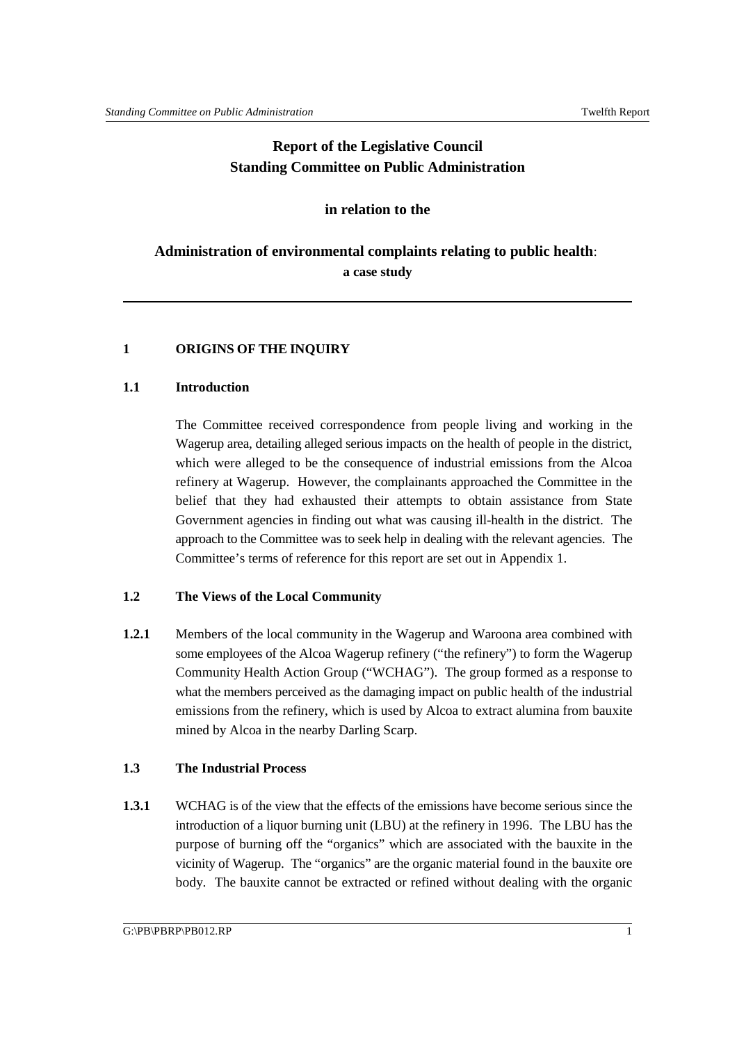# Report of the Legislative Council Standing Committee on Public Administration

**in relation to the**

**Administration of environmental complaints relating to public health**: **a case study**

---

## 1 ORIGINS OF THE INQUIRY

### 1.1 Introduction

The Committee received correspondence from people living and working in the Wagerup area, detailing alleged serious impacts on the health of people in the district, which were alleged to be the consequence of industrial emissions from the Alcoa refinery at Wagerup. However, the complainants approached the Committee in the belief that they had exhausted their attempts to obtain assistance from State Government agencies in finding out what was causing ill-health in the district. The approach to the Committee was to seek help in dealing with the relevant agencies. The Committee's terms of reference for this report are set out in Appendix 1.

### 1.2 The Views of the Local Community

**1.2.1** Members of the local community in the Wagerup and Waroona area combined with some employees of the Alcoa Wagerup refinery ("the refinery") to form the Wagerup Community Health Action Group ("WCHAG"). The group formed as a response to what the members perceived as the damaging impact on public health of the industrial emissions from the refinery, which is used by Alcoa to extract alumina from bauxite mined by Alcoa in the nearby Darling Scarp.

### 1.3 The Industrial Process

**1.3.1** WCHAG is of the view that the effects of the emissions have become serious since the introduction of a liquor burning unit (LBU) at the refinery in 1996. The LBU has the purpose of burning off the "organics" which are associated with the bauxite in the vicinity of Wagerup. The "organics" are the organic material found in the bauxite ore body. The bauxite cannot be extracted or refined without dealing with the organic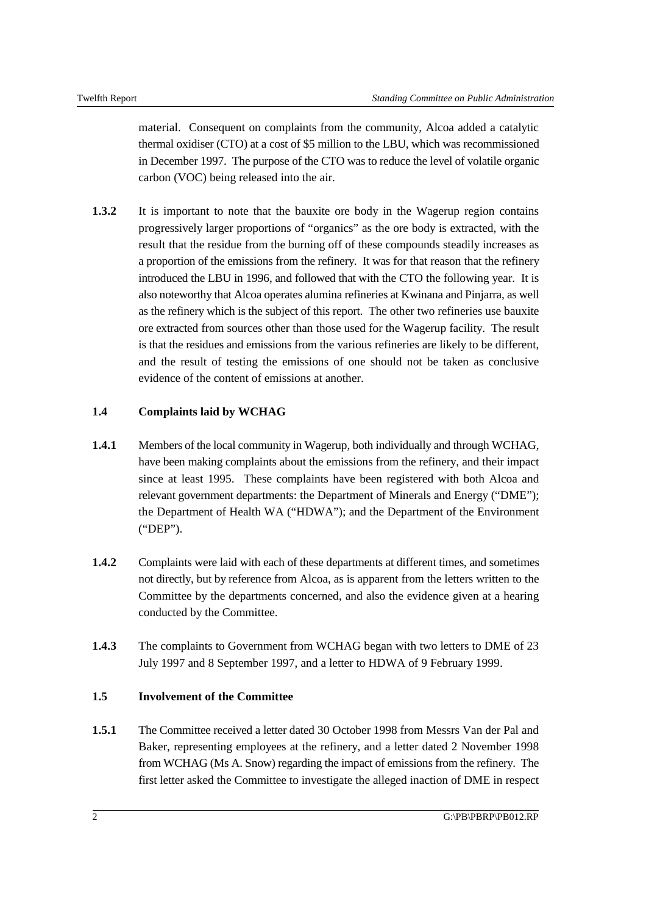material. Consequent on complaints from the community, Alcoa added a catalytic thermal oxidiser (CTO) at a cost of $5 million to the LBU, which was recommissioned in December 1997. The purpose of the CTO was to reduce the level of volatile organic carbon (VOC) being released into the air.

**1.3.2** It is important to note that the bauxite ore body in the Wagerup region contains progressively larger proportions of "organics" as the ore body is extracted, with the result that the residue from the burning off of these compounds steadily increases as a proportion of the emissions from the refinery. It was for that reason that the refinery introduced the LBU in 1996, and followed that with the CTO the following year. It is also noteworthy that Alcoa operates alumina refineries at Kwinana and Pinjarra, as well as the refinery which is the subject of this report. The other two refineries use bauxite ore extracted from sources other than those used for the Wagerup facility. The result is that the residues and emissions from the various refineries are likely to be different, and the result of testing the emissions of one should not be taken as conclusive evidence of the content of emissions at another.

### 1.4 Complaints laid by WCHAG

**1.4.1** Members of the local community in Wagerup, both individually and through WCHAG, have been making complaints about the emissions from the refinery, and their impact since at least 1995. These complaints have been registered with both Alcoa and relevant government departments: the Department of Minerals and Energy ("DME"); the Department of Health WA ("HDWA"); and the Department of the Environment ("DEP").

**1.4.2** Complaints were laid with each of these departments at different times, and sometimes not directly, but by reference from Alcoa, as is apparent from the letters written to the Committee by the departments concerned, and also the evidence given at a hearing conducted by the Committee.

**1.4.3** The complaints to Government from WCHAG began with two letters to DME of 23 July 1997 and 8 September 1997, and a letter to HDWA of 9 February 1999.

### 1.5 Involvement of the Committee

**1.5.1** The Committee received a letter dated 30 October 1998 from Messrs Van der Pal and Baker, representing employees at the refinery, and a letter dated 2 November 1998 from WCHAG (Ms A. Snow) regarding the impact of emissions from the refinery. The first letter asked the Committee to investigate the alleged inaction of DME in respect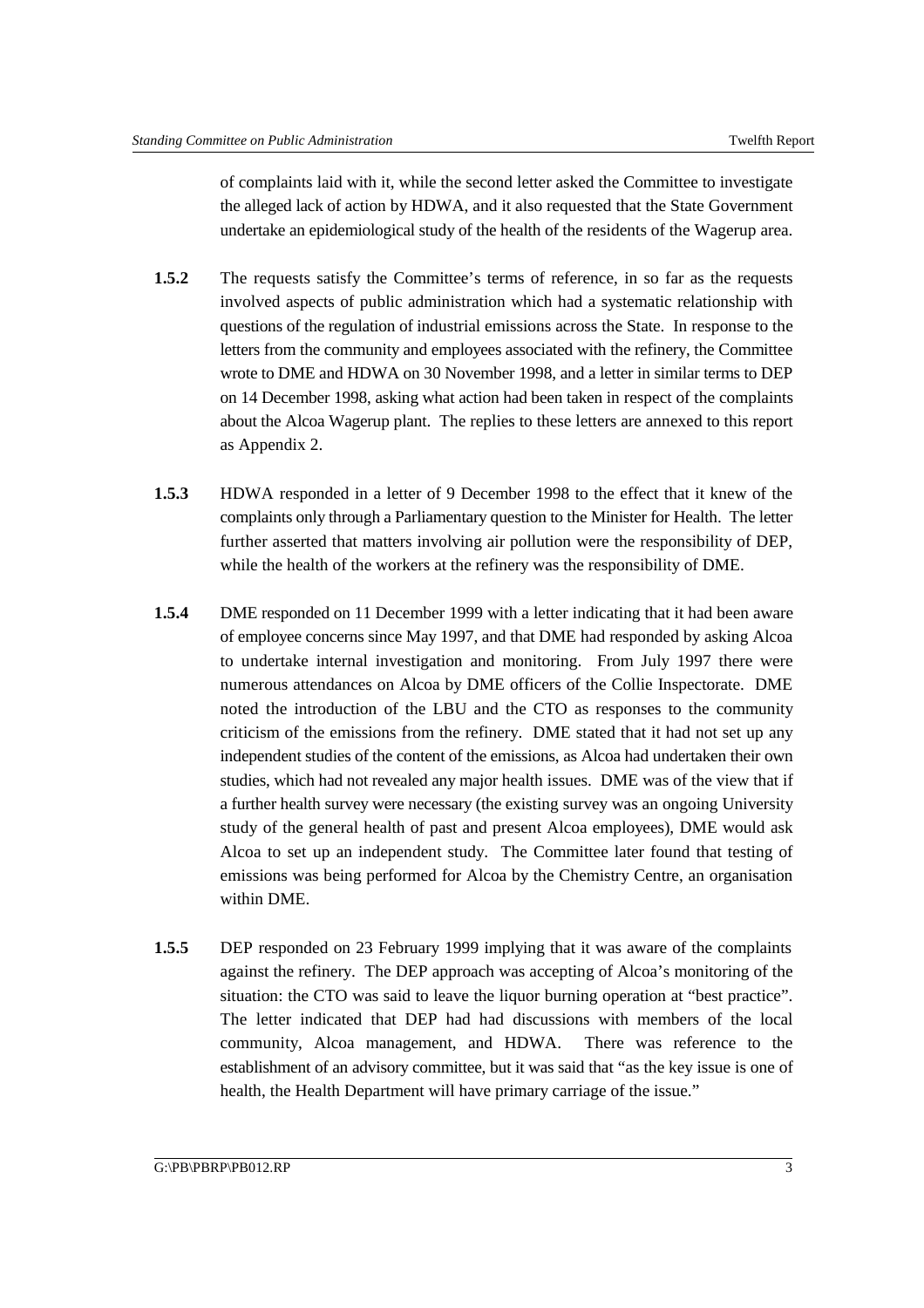of complaints laid with it, while the second letter asked the Committee to investigate the alleged lack of action by HDWA, and it also requested that the State Government undertake an epidemiological study of the health of the residents of the Wagerup area.

**1.5.2** The requests satisfy the Committee's terms of reference, in so far as the requests involved aspects of public administration which had a systematic relationship with questions of the regulation of industrial emissions across the State. In response to the letters from the community and employees associated with the refinery, the Committee wrote to DME and HDWA on 30 November 1998, and a letter in similar terms to DEP on 14 December 1998, asking what action had been taken in respect of the complaints about the Alcoa Wagerup plant. The replies to these letters are annexed to this report as Appendix 2.

**1.5.3** HDWA responded in a letter of 9 December 1998 to the effect that it knew of the complaints only through a Parliamentary question to the Minister for Health. The letter further asserted that matters involving air pollution were the responsibility of DEP, while the health of the workers at the refinery was the responsibility of DME.

**1.5.4** DME responded on 11 December 1999 with a letter indicating that it had been aware of employee concerns since May 1997, and that DME had responded by asking Alcoa to undertake internal investigation and monitoring. From July 1997 there were numerous attendances on Alcoa by DME officers of the Collie Inspectorate. DME noted the introduction of the LBU and the CTO as responses to the community criticism of the emissions from the refinery. DME stated that it had not set up any independent studies of the content of the emissions, as Alcoa had undertaken their own studies, which had not revealed any major health issues. DME was of the view that if a further health survey were necessary (the existing survey was an ongoing University study of the general health of past and present Alcoa employees), DME would ask Alcoa to set up an independent study. The Committee later found that testing of emissions was being performed for Alcoa by the Chemistry Centre, an organisation within DME.

**1.5.5** DEP responded on 23 February 1999 implying that it was aware of the complaints against the refinery. The DEP approach was accepting of Alcoa's monitoring of the situation: the CTO was said to leave the liquor burning operation at "best practice". The letter indicated that DEP had had discussions with members of the local community, Alcoa management, and HDWA. There was reference to the establishment of an advisory committee, but it was said that "as the key issue is one of health, the Health Department will have primary carriage of the issue."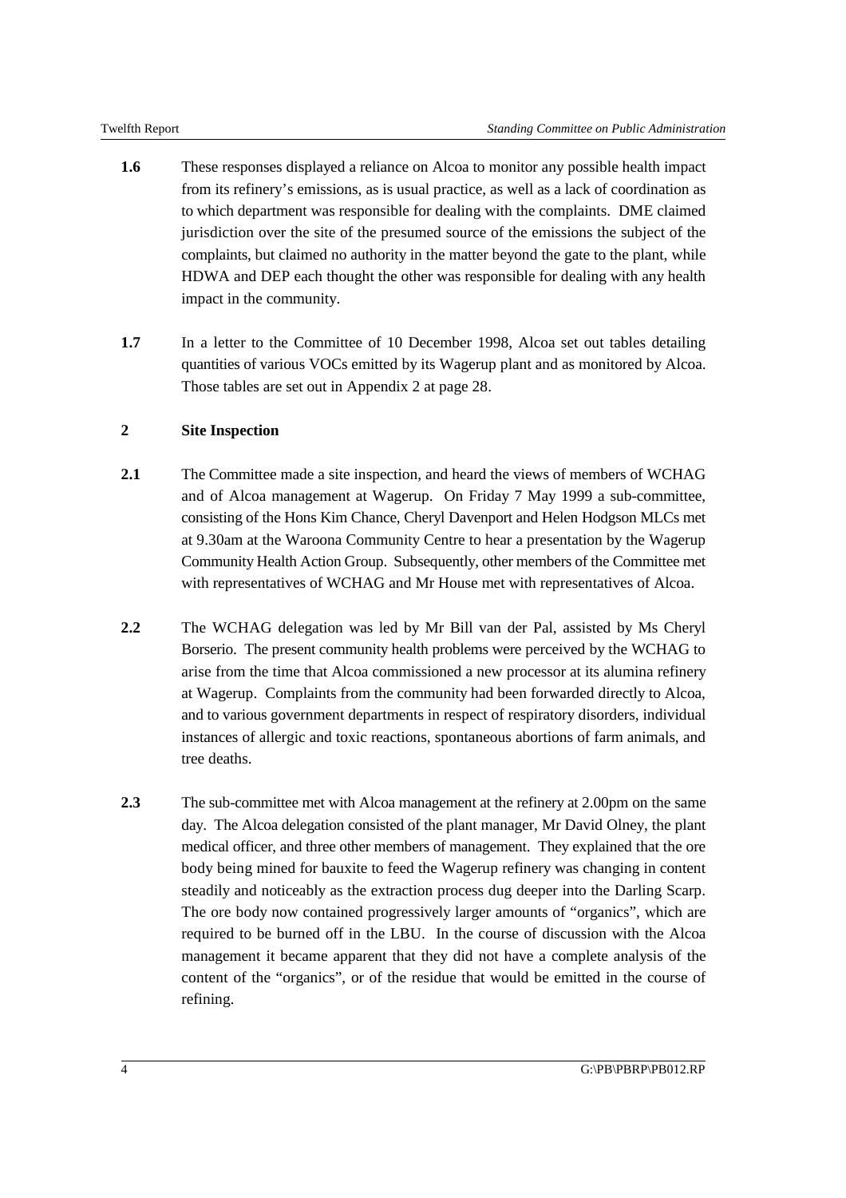**1.6** These responses displayed a reliance on Alcoa to monitor any possible health impact from its refinery's emissions, as is usual practice, as well as a lack of coordination as to which department was responsible for dealing with the complaints. DME claimed jurisdiction over the site of the presumed source of the emissions the subject of the complaints, but claimed no authority in the matter beyond the gate to the plant, while HDWA and DEP each thought the other was responsible for dealing with any health impact in the community.

**1.7** In a letter to the Committee of 10 December 1998, Alcoa set out tables detailing quantities of various VOCs emitted by its Wagerup plant and as monitored by Alcoa. Those tables are set out in Appendix 2 at page 28.

## 2 Site Inspection

**2.1** The Committee made a site inspection, and heard the views of members of WCHAG and of Alcoa management at Wagerup. On Friday 7 May 1999 a sub-committee, consisting of the Hons Kim Chance, Cheryl Davenport and Helen Hodgson MLCs met at 9.30am at the Waroona Community Centre to hear a presentation by the Wagerup Community Health Action Group. Subsequently, other members of the Committee met with representatives of WCHAG and Mr House met with representatives of Alcoa.

**2.2** The WCHAG delegation was led by Mr Bill van der Pal, assisted by Ms Cheryl Borserio. The present community health problems were perceived by the WCHAG to arise from the time that Alcoa commissioned a new processor at its alumina refinery at Wagerup. Complaints from the community had been forwarded directly to Alcoa, and to various government departments in respect of respiratory disorders, individual instances of allergic and toxic reactions, spontaneous abortions of farm animals, and tree deaths.

**2.3** The sub-committee met with Alcoa management at the refinery at 2.00pm on the same day. The Alcoa delegation consisted of the plant manager, Mr David Olney, the plant medical officer, and three other members of management. They explained that the ore body being mined for bauxite to feed the Wagerup refinery was changing in content steadily and noticeably as the extraction process dug deeper into the Darling Scarp. The ore body now contained progressively larger amounts of "organics", which are required to be burned off in the LBU. In the course of discussion with the Alcoa management it became apparent that they did not have a complete analysis of the content of the "organics", or of the residue that would be emitted in the course of refining.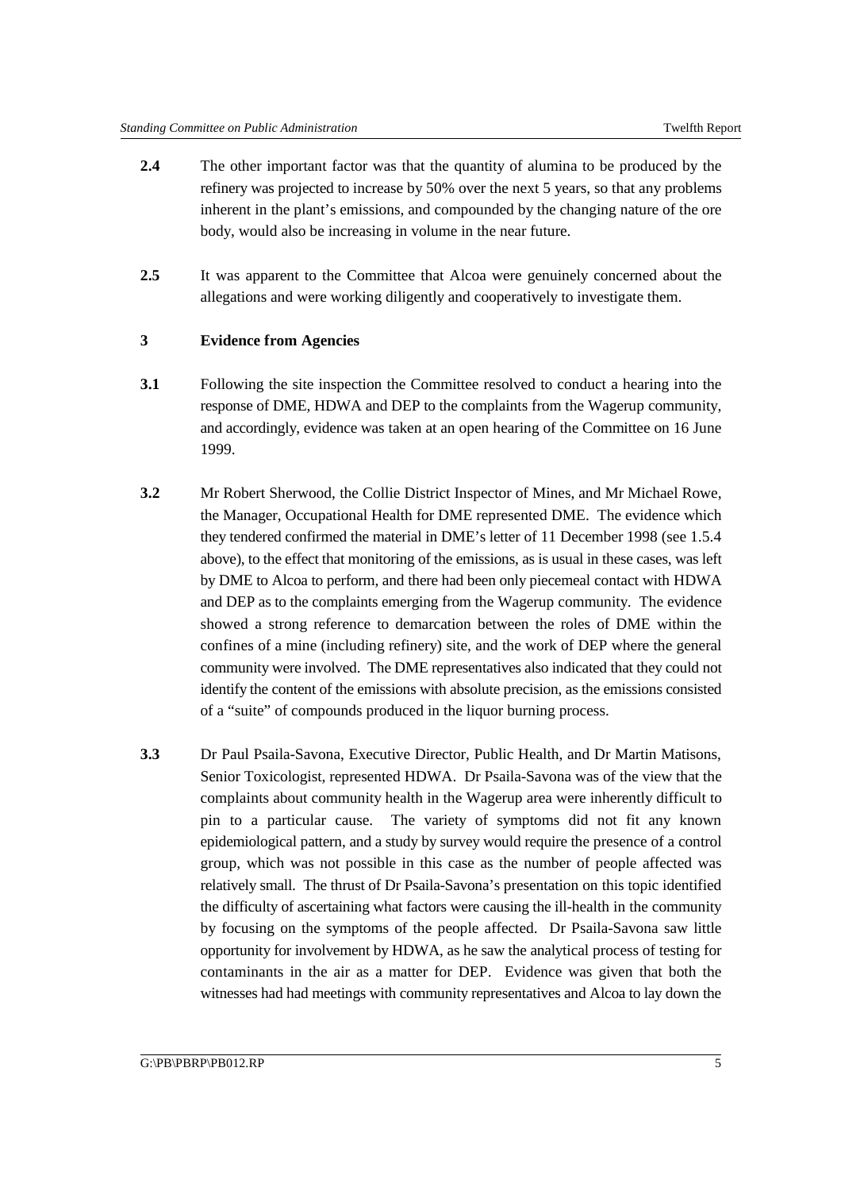**2.4** The other important factor was that the quantity of alumina to be produced by the refinery was projected to increase by 50% over the next 5 years, so that any problems inherent in the plant's emissions, and compounded by the changing nature of the ore body, would also be increasing in volume in the near future.

**2.5** It was apparent to the Committee that Alcoa were genuinely concerned about the allegations and were working diligently and cooperatively to investigate them.

## 3 Evidence from Agencies

**3.1** Following the site inspection the Committee resolved to conduct a hearing into the response of DME, HDWA and DEP to the complaints from the Wagerup community, and accordingly, evidence was taken at an open hearing of the Committee on 16 June 1999.

**3.2** Mr Robert Sherwood, the Collie District Inspector of Mines, and Mr Michael Rowe, the Manager, Occupational Health for DME represented DME. The evidence which they tendered confirmed the material in DME's letter of 11 December 1998 (see 1.5.4 above), to the effect that monitoring of the emissions, as is usual in these cases, was left by DME to Alcoa to perform, and there had been only piecemeal contact with HDWA and DEP as to the complaints emerging from the Wagerup community. The evidence showed a strong reference to demarcation between the roles of DME within the confines of a mine (including refinery) site, and the work of DEP where the general community were involved. The DME representatives also indicated that they could not identify the content of the emissions with absolute precision, as the emissions consisted of a "suite" of compounds produced in the liquor burning process.

**3.3** Dr Paul Psaila-Savona, Executive Director, Public Health, and Dr Martin Matisons, Senior Toxicologist, represented HDWA. Dr Psaila-Savona was of the view that the complaints about community health in the Wagerup area were inherently difficult to pin to a particular cause. The variety of symptoms did not fit any known epidemiological pattern, and a study by survey would require the presence of a control group, which was not possible in this case as the number of people affected was relatively small. The thrust of Dr Psaila-Savona's presentation on this topic identified the difficulty of ascertaining what factors were causing the ill-health in the community by focusing on the symptoms of the people affected. Dr Psaila-Savona saw little opportunity for involvement by HDWA, as he saw the analytical process of testing for contaminants in the air as a matter for DEP. Evidence was given that both the witnesses had had meetings with community representatives and Alcoa to lay down the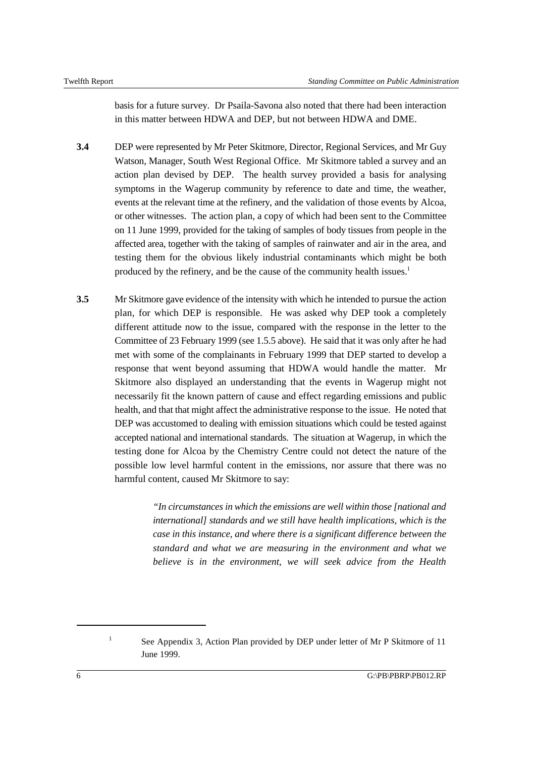basis for a future survey. Dr Psaila-Savona also noted that there had been interaction in this matter between HDWA and DEP, but not between HDWA and DME.

**3.4** DEP were represented by Mr Peter Skitmore, Director, Regional Services, and Mr Guy Watson, Manager, South West Regional Office. Mr Skitmore tabled a survey and an action plan devised by DEP. The health survey provided a basis for analysing symptoms in the Wagerup community by reference to date and time, the weather, events at the relevant time at the refinery, and the validation of those events by Alcoa, or other witnesses. The action plan, a copy of which had been sent to the Committee on 11 June 1999, provided for the taking of samples of body tissues from people in the affected area, together with the taking of samples of rainwater and air in the area, and testing them for the obvious likely industrial contaminants which might be both produced by the refinery, and be the cause of the community health issues.[1]

**3.5** Mr Skitmore gave evidence of the intensity with which he intended to pursue the action plan, for which DEP is responsible. He was asked why DEP took a completely different attitude now to the issue, compared with the response in the letter to the Committee of 23 February 1999 (see 1.5.5 above). He said that it was only after he had met with some of the complainants in February 1999 that DEP started to develop a response that went beyond assuming that HDWA would handle the matter. Mr Skitmore also displayed an understanding that the events in Wagerup might not necessarily fit the known pattern of cause and effect regarding emissions and public health, and that that might affect the administrative response to the issue. He noted that DEP was accustomed to dealing with emission situations which could be tested against accepted national and international standards. The situation at Wagerup, in which the testing done for Alcoa by the Chemistry Centre could not detect the nature of the possible low level harmful content in the emissions, nor assure that there was no harmful content, caused Mr Skitmore to say:

> *"In circumstances in which the emissions are well within those [national and international] standards and we still have health implications, which is the case in this instance, and where there is a significant difference between the standard and what we are measuring in the environment and what we believe is in the environment, we will seek advice from the Health*

---

[1] See Appendix 3, Action Plan provided by DEP under letter of Mr P Skitmore of 11 June 1999.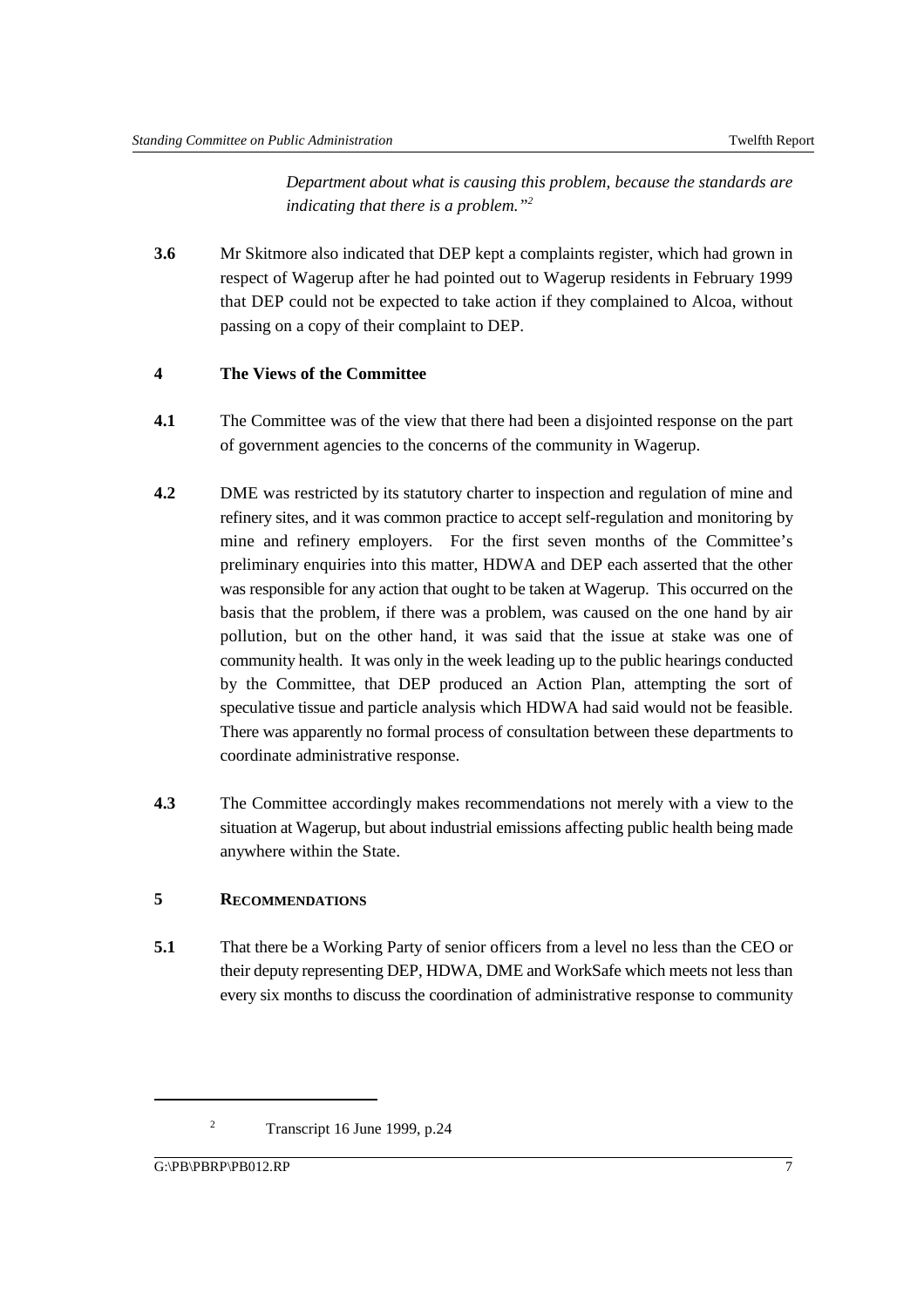*Department about what is causing this problem, because the standards are indicating that there is a problem."*[2]

**3.6** Mr Skitmore also indicated that DEP kept a complaints register, which had grown in respect of Wagerup after he had pointed out to Wagerup residents in February 1999 that DEP could not be expected to take action if they complained to Alcoa, without passing on a copy of their complaint to DEP.

## 4 The Views of the Committee

**4.1** The Committee was of the view that there had been a disjointed response on the part of government agencies to the concerns of the community in Wagerup.

**4.2** DME was restricted by its statutory charter to inspection and regulation of mine and refinery sites, and it was common practice to accept self-regulation and monitoring by mine and refinery employers. For the first seven months of the Committee's preliminary enquiries into this matter, HDWA and DEP each asserted that the other was responsible for any action that ought to be taken at Wagerup. This occurred on the basis that the problem, if there was a problem, was caused on the one hand by air pollution, but on the other hand, it was said that the issue at stake was one of community health. It was only in the week leading up to the public hearings conducted by the Committee, that DEP produced an Action Plan, attempting the sort of speculative tissue and particle analysis which HDWA had said would not be feasible. There was apparently no formal process of consultation between these departments to coordinate administrative response.

**4.3** The Committee accordingly makes recommendations not merely with a view to the situation at Wagerup, but about industrial emissions affecting public health being made anywhere within the State.

## 5 RECOMMENDATIONS

**5.1** That there be a Working Party of senior officers from a level no less than the CEO or their deputy representing DEP, HDWA, DME and WorkSafe which meets not less than every six months to discuss the coordination of administrative response to community

---

[2] Transcript 16 June 1999, p.24

G:\PB\PBRP\PB012.RP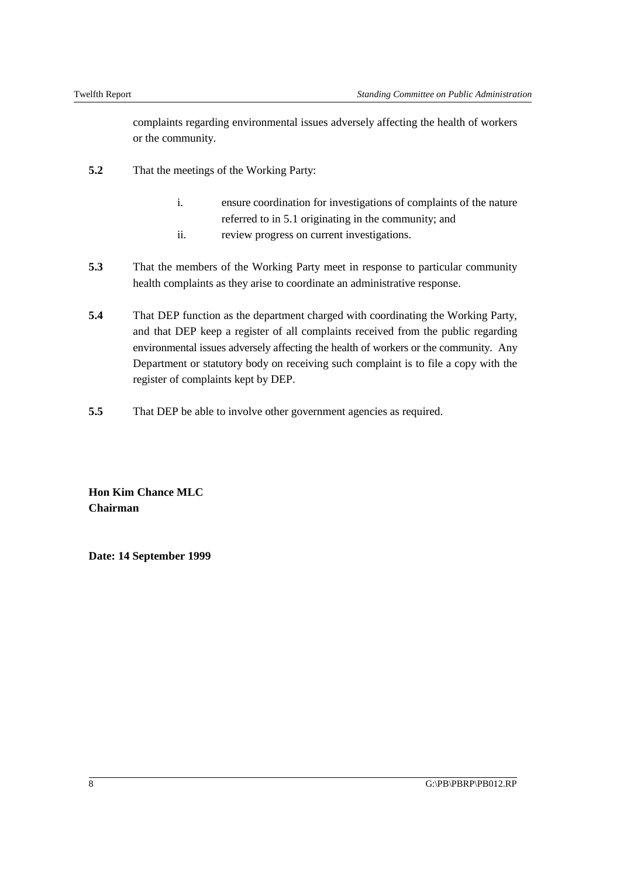complaints regarding environmental issues adversely affecting the health of workers or the community.

**5.2** That the meetings of the Working Party:

i. ensure coordination for investigations of complaints of the nature referred to in 5.1 originating in the community; and

ii. review progress on current investigations.

**5.3** That the members of the Working Party meet in response to particular community health complaints as they arise to coordinate an administrative response.

**5.4** That DEP function as the department charged with coordinating the Working Party, and that DEP keep a register of all complaints received from the public regarding environmental issues adversely affecting the health of workers or the community. Any Department or statutory body on receiving such complaint is to file a copy with the register of complaints kept by DEP.

**5.5** That DEP be able to involve other government agencies as required.

**Hon Kim Chance MLC**
**Chairman**

**Date: 14 September 1999**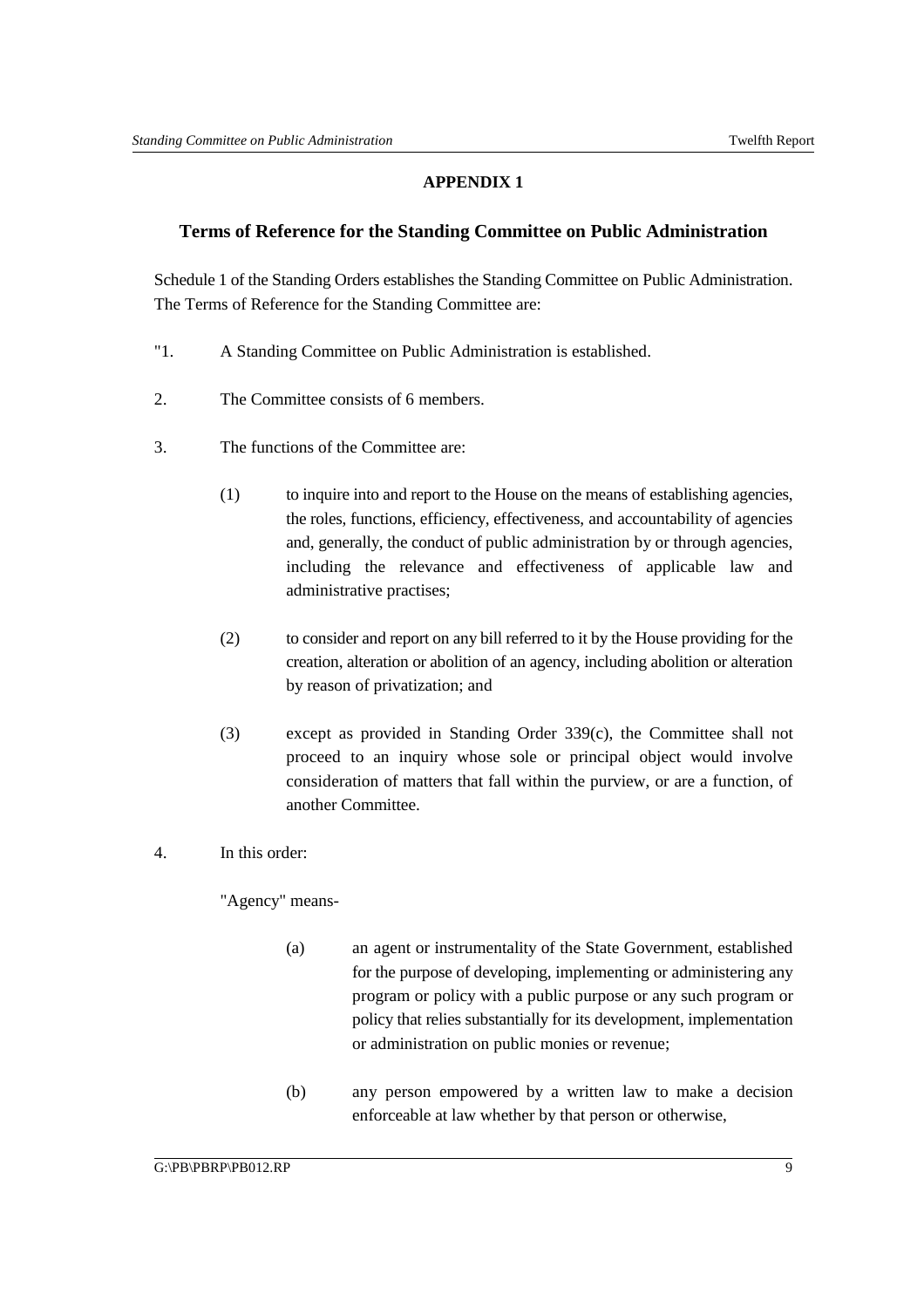## APPENDIX 1

### Terms of Reference for the Standing Committee on Public Administration

Schedule 1 of the Standing Orders establishes the Standing Committee on Public Administration. The Terms of Reference for the Standing Committee are:

"1. A Standing Committee on Public Administration is established.

2. The Committee consists of 6 members.

3. The functions of the Committee are:

   (1) to inquire into and report to the House on the means of establishing agencies, the roles, functions, efficiency, effectiveness, and accountability of agencies and, generally, the conduct of public administration by or through agencies, including the relevance and effectiveness of applicable law and administrative practises;

   (2) to consider and report on any bill referred to it by the House providing for the creation, alteration or abolition of an agency, including abolition or alteration by reason of privatization; and

   (3) except as provided in Standing Order 339(c), the Committee shall not proceed to an inquiry whose sole or principal object would involve consideration of matters that fall within the purview, or are a function, of another Committee.

4. In this order:

   "Agency" means-

   (a) an agent or instrumentality of the State Government, established for the purpose of developing, implementing or administering any program or policy with a public purpose or any such program or policy that relies substantially for its development, implementation or administration on public monies or revenue;

   (b) any person empowered by a written law to make a decision enforceable at law whether by that person or otherwise,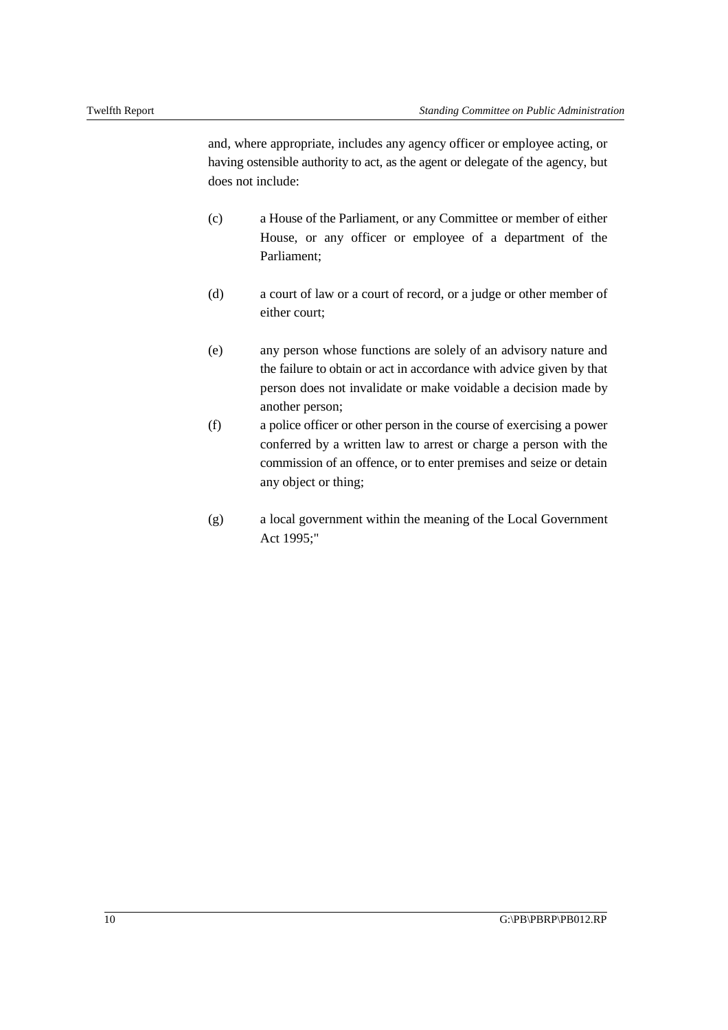and, where appropriate, includes any agency officer or employee acting, or having ostensible authority to act, as the agent or delegate of the agency, but does not include:

(c) a House of the Parliament, or any Committee or member of either House, or any officer or employee of a department of the Parliament;

(d) a court of law or a court of record, or a judge or other member of either court;

(e) any person whose functions are solely of an advisory nature and the failure to obtain or act in accordance with advice given by that person does not invalidate or make voidable a decision made by another person;

(f) a police officer or other person in the course of exercising a power conferred by a written law to arrest or charge a person with the commission of an offence, or to enter premises and seize or detain any object or thing;

(g) a local government within the meaning of the Local Government Act 1995;"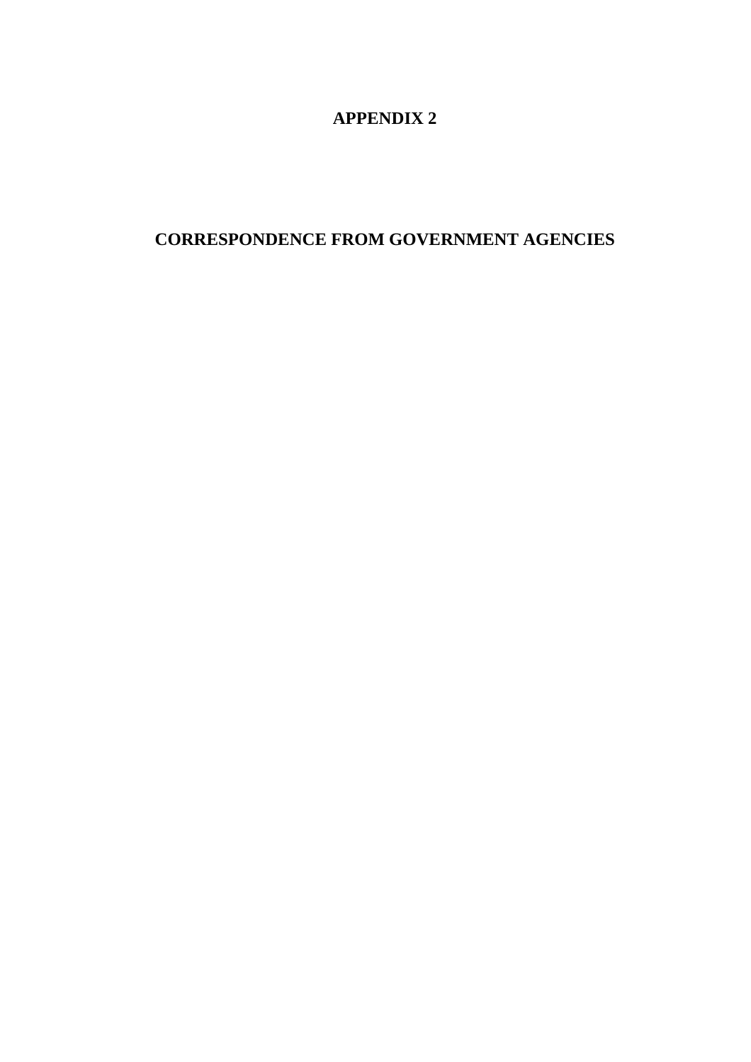# APPENDIX 2

# CORRESPONDENCE FROM GOVERNMENT AGENCIES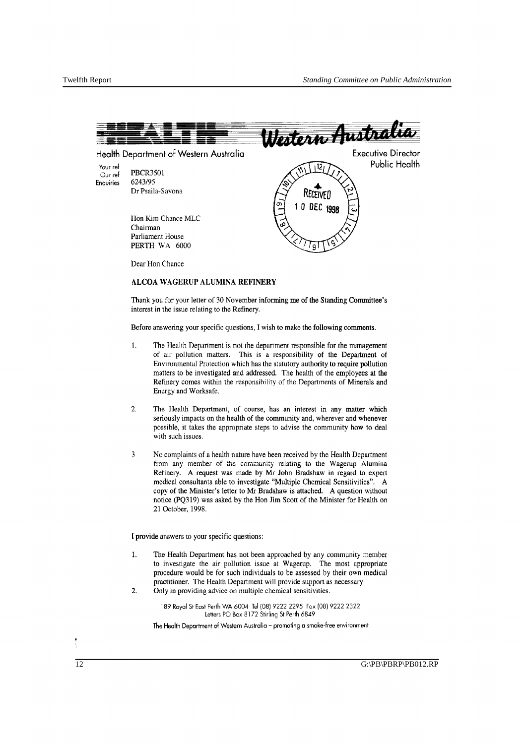Western Australia

Health Department of Western Australia

Executive Director
Public Health

Your ref
Our ref PBCR3501
Enquiries 6243/95
Dr Psaila-Savona

RECEIVED
10 DEC 1998

Hon Kim Chance MLC
Chairman
Parliament House
PERTH WA 6000

Dear Hon Chance

**ALCOA WAGERUP ALUMINA REFINERY**

Thank you for your letter of 30 November informing me of the Standing Committee's interest in the issue relating to the Refinery.

Before answering your specific questions, I wish to make the following comments.

1. The Health Department is not the department responsible for the management of air pollution matters. This is a responsibility of the Department of Environmental Protection which has the statutory authority to require pollution matters to be investigated and addressed. The health of the employees at the Refinery comes within the responsibility of the Departments of Minerals and Energy and Worksafe.

2. The Health Department, of course, has an interest in any matter which seriously impacts on the health of the community and, wherever and whenever possible, it takes the appropriate steps to advise the community how to deal with such issues.

3. No complaints of a health nature have been received by the Health Department from any member of the community relating to the Wagerup Alumina Refinery. A request was made by Mr John Bradshaw in regard to expert medical consultants able to investigate "Multiple Chemical Sensitivities". A copy of the Minister's letter to Mr Bradshaw is attached. A question without notice (PQ319) was asked by the Hon Jim Scott of the Minister for Health on 21 October, 1998.

I provide answers to your specific questions:

1. The Health Department has not been approached by any community member to investigate the air pollution issue at Wagerup. The most appropriate procedure would be for such individuals to be assessed by their own medical practitioner. The Health Department will provide support as necessary.
2. Only in providing advice on multiple chemical sensitivities.

189 Royal St East Perth WA 6004 Tel (08) 9222 2295 Fax (08) 9222 2322
Letters PO Box 8172 Stirling St Perth 6849

The Health Department of Western Australia – promoting a smoke-free environment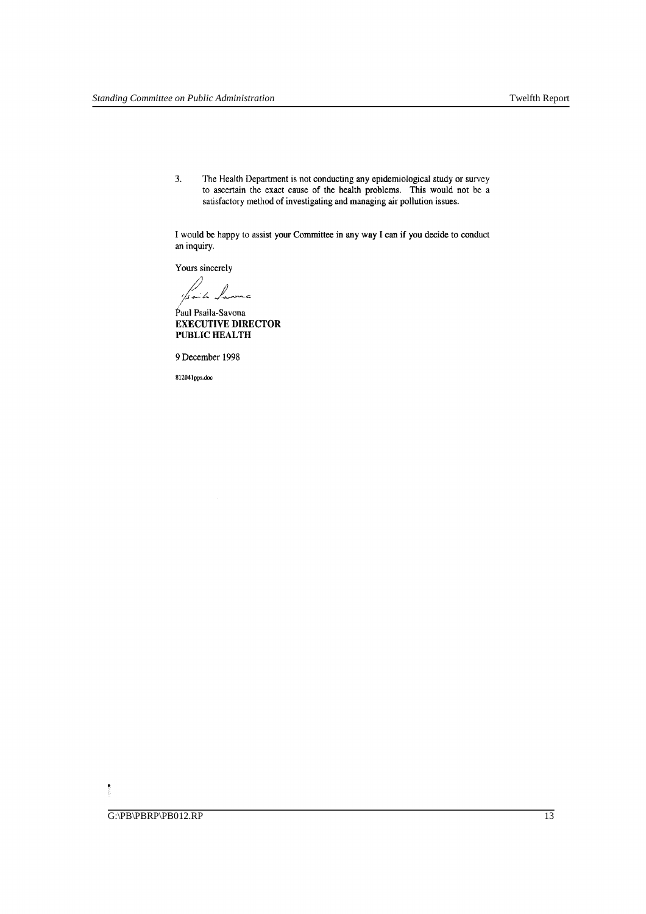3. The Health Department is not conducting any epidemiological study or survey to ascertain the exact cause of the health problems. This would not be a satisfactory method of investigating and managing air pollution issues.

I would be happy to assist your Committee in any way I can if you decide to conduct an inquiry.

Yours sincerely

Paul Psaila-Savona
**EXECUTIVE DIRECTOR**
**PUBLIC HEALTH**

9 December 1998

812041pps.doc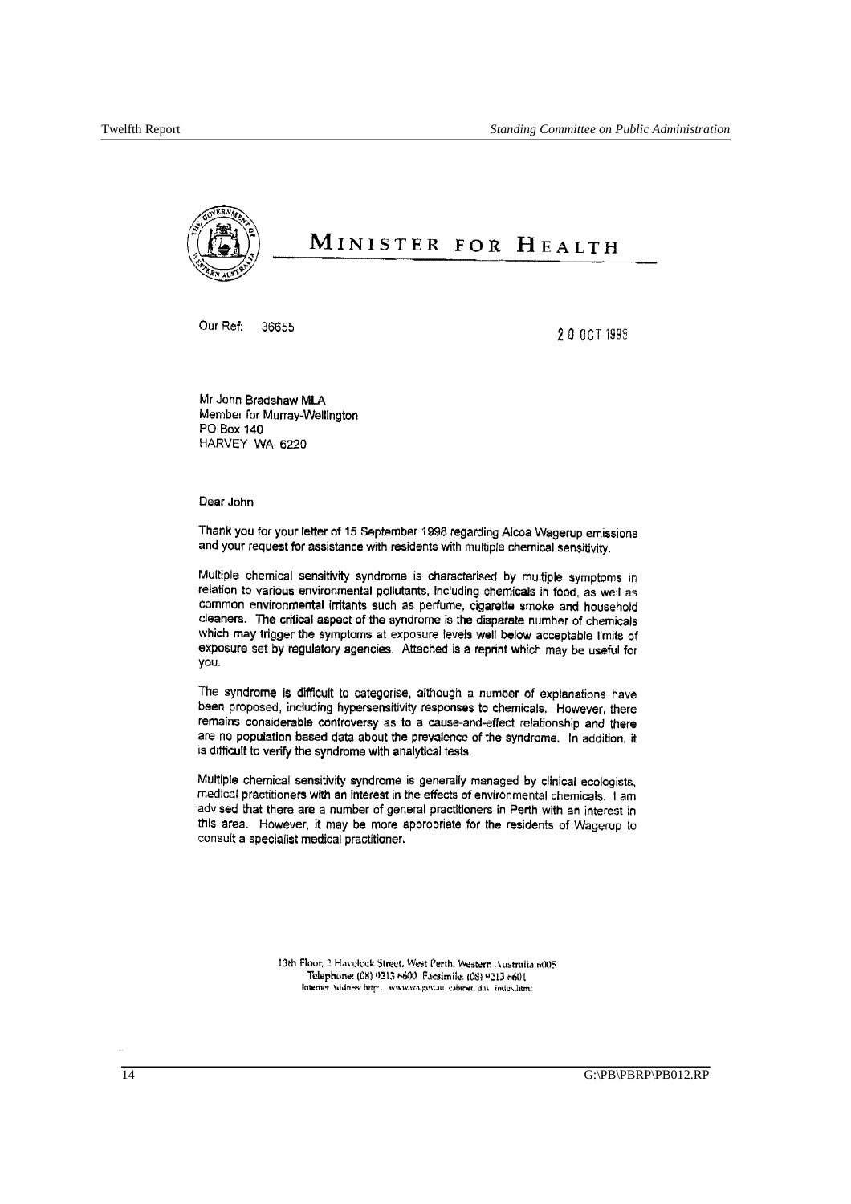# MINISTER FOR HEALTH

Our Ref: 36655

20 OCT 1998

Mr John Bradshaw MLA
Member for Murray-Wellington
PO Box 140
HARVEY WA 6220

Dear John

Thank you for your letter of 15 September 1998 regarding Alcoa Wagerup emissions and your request for assistance with residents with multiple chemical sensitivity.

Multiple chemical sensitivity syndrome is characterised by multiple symptoms in relation to various environmental pollutants, including chemicals in food, as well as common environmental irritants such as perfume, cigarette smoke and household cleaners. The critical aspect of the syndrome is the disparate number of chemicals which may trigger the symptoms at exposure levels well below acceptable limits of exposure set by regulatory agencies. Attached is a reprint which may be useful for you.

The syndrome is difficult to categorise, although a number of explanations have been proposed, including hypersensitivity responses to chemicals. However, there remains considerable controversy as to a cause-and-effect relationship and there are no population based data about the prevalence of the syndrome. In addition, it is difficult to verify the syndrome with analytical tests.

Multiple chemical sensitivity syndrome is generally managed by clinical ecologists, medical practitioners with an interest in the effects of environmental chemicals. I am advised that there are a number of general practitioners in Perth with an interest in this area. However, it may be more appropriate for the residents of Wagerup to consult a specialist medical practitioner.

13th Floor, 2 Havelock Street, West Perth, Western Australia 6005
Telephone: (08) 9213 6600 Facsimile: (08) 9213 6601
Internet Address: http://www.wa.gov.au/cabinet/day/index.html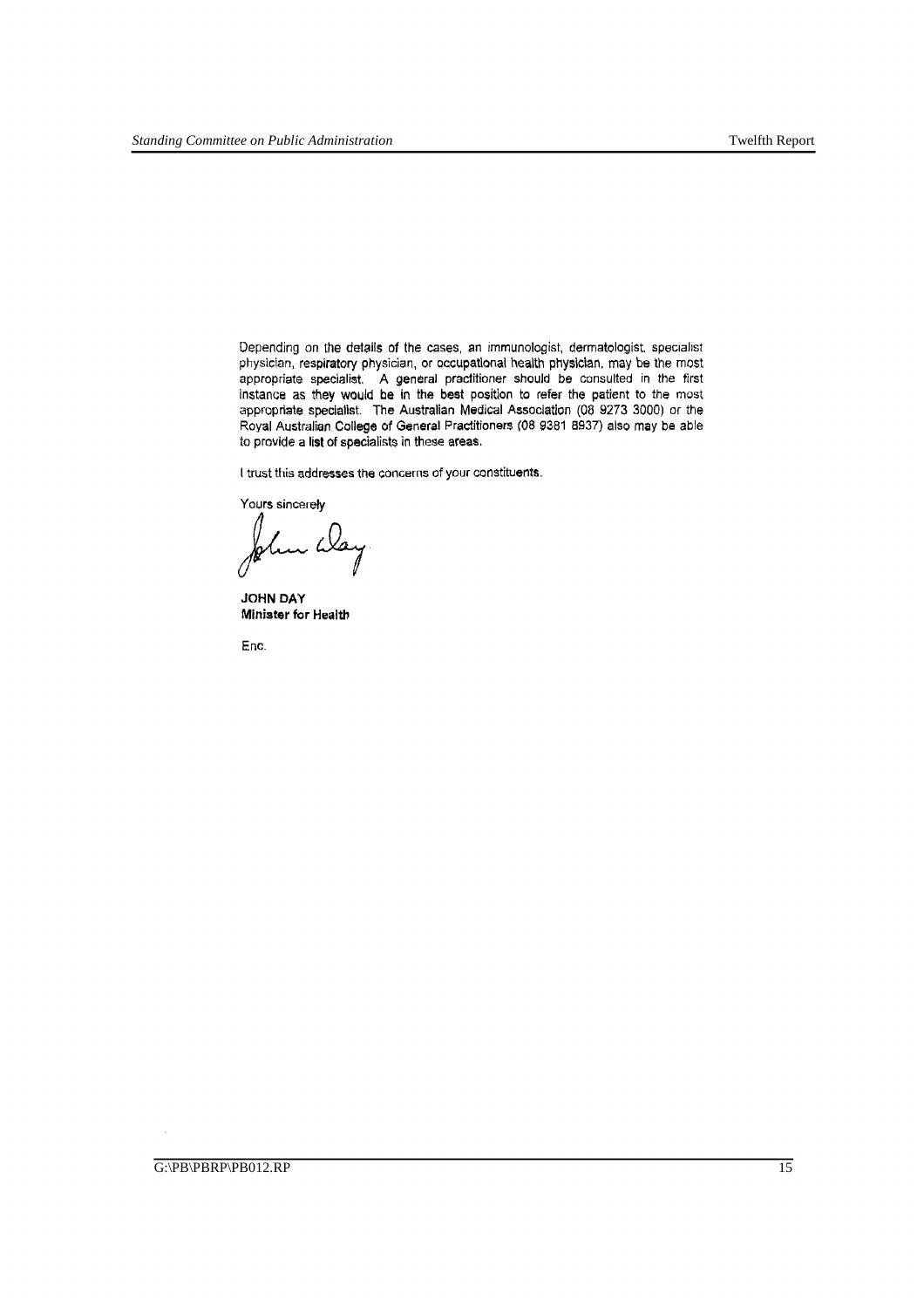Depending on the details of the cases, an immunologist, dermatologist, specialist physician, respiratory physician, or occupational health physician, may be the most appropriate specialist. A general practitioner should be consulted in the first instance as they would be in the best position to refer the patient to the most appropriate specialist. The Australian Medical Association (08 9273 3000) or the Royal Australian College of General Practitioners (08 9381 8937) also may be able to provide a list of specialists in these areas.

I trust this addresses the concerns of your constituents.

Yours sincerely

John Day

**JOHN DAY**
**Minister for Health**

Enc.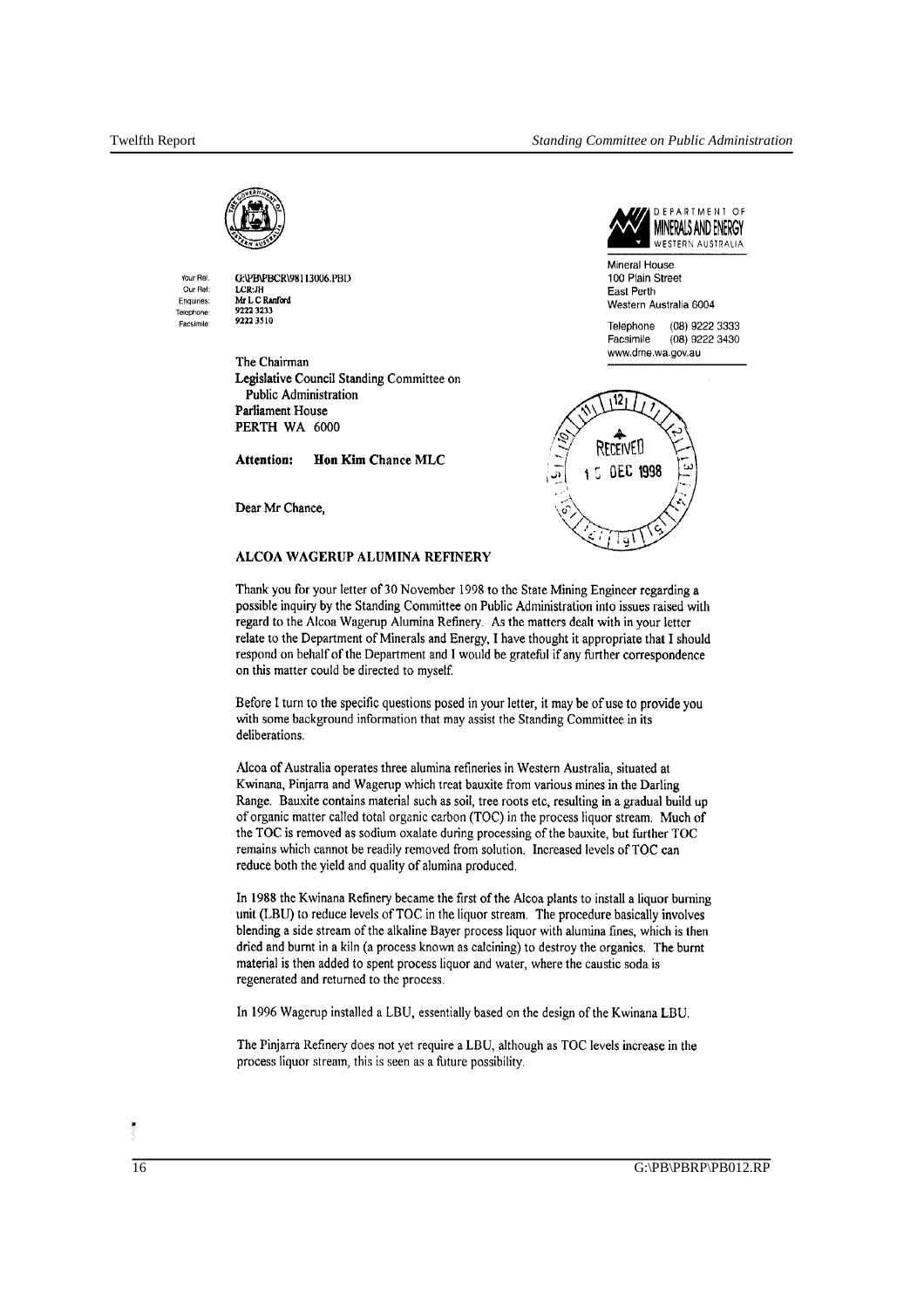DEPARTMENT OF
MINERALS AND ENERGY
WESTERN AUSTRALIA

Mineral House
100 Plain Street
East Perth
Western Australia 6004

Telephone (08) 9222 3333
Facsimile (08) 9222 3430
www.dme.wa.gov.au

Your Ref: G:\PB\PBCR\98113006.PBD
Our Ref: LCR:JH
Enquiries: Mr L C Ranford
Telephone: 9222 3233
Facsimile: 9222 3510

The Chairman
Legislative Council Standing Committee on
Public Administration
Parliament House
PERTH WA 6000

**Attention: Hon Kim Chance MLC**

RECEIVED 15 DEC 1998

Dear Mr Chance,

**ALCOA WAGERUP ALUMINA REFINERY**

Thank you for your letter of 30 November 1998 to the State Mining Engineer regarding a possible inquiry by the Standing Committee on Public Administration into issues raised with regard to the Alcoa Wagerup Alumina Refinery. As the matters dealt with in your letter relate to the Department of Minerals and Energy, I have thought it appropriate that I should respond on behalf of the Department and I would be grateful if any further correspondence on this matter could be directed to myself.

Before I turn to the specific questions posed in your letter, it may be of use to provide you with some background information that may assist the Standing Committee in its deliberations.

Alcoa of Australia operates three alumina refineries in Western Australia, situated at Kwinana, Pinjarra and Wagerup which treat bauxite from various mines in the Darling Range. Bauxite contains material such as soil, tree roots etc, resulting in a gradual build up of organic matter called total organic carbon (TOC) in the process liquor stream. Much of the TOC is removed as sodium oxalate during processing of the bauxite, but further TOC remains which cannot be readily removed from solution. Increased levels of TOC can reduce both the yield and quality of alumina produced.

In 1988 the Kwinana Refinery became the first of the Alcoa plants to install a liquor burning unit (LBU) to reduce levels of TOC in the liquor stream. The procedure basically involves blending a side stream of the alkaline Bayer process liquor with alumina fines, which is then dried and burnt in a kiln (a process known as calcining) to destroy the organics. The burnt material is then added to spent process liquor and water, where the caustic soda is regenerated and returned to the process.

In 1996 Wagerup installed a LBU, essentially based on the design of the Kwinana LBU.

The Pinjarra Refinery does not yet require a LBU, although as TOC levels increase in the process liquor stream, this is seen as a future possibility.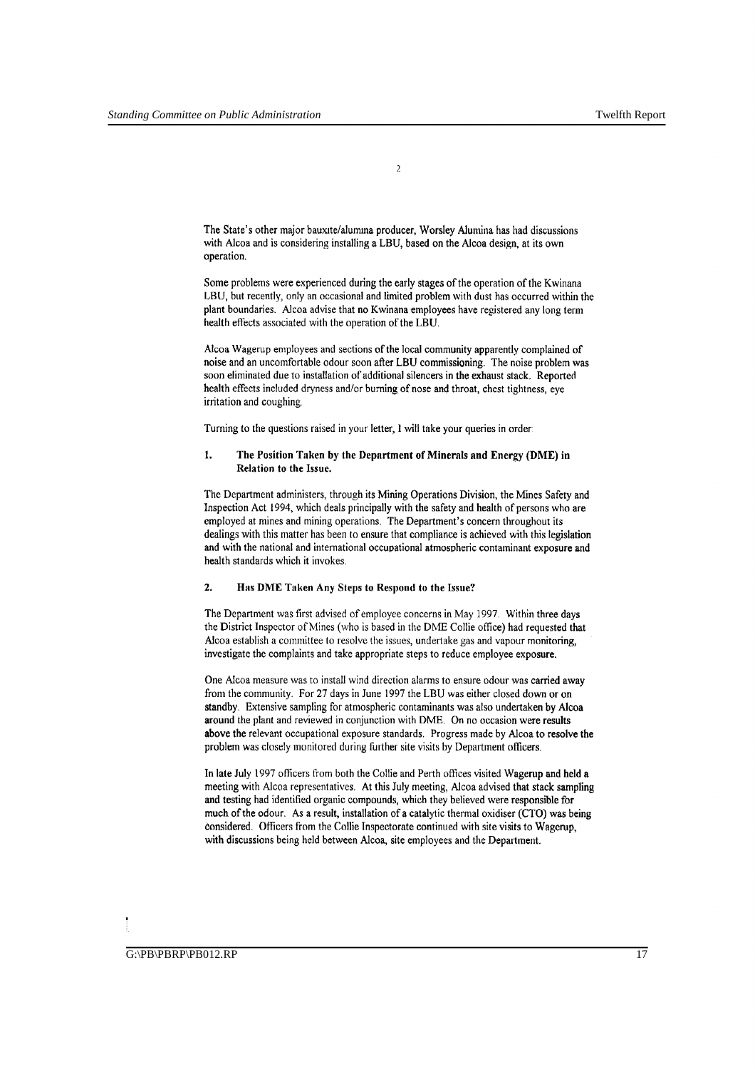The State's other major bauxite/alumina producer, Worsley Alumina has had discussions with Alcoa and is considering installing a LBU, based on the Alcoa design, at its own operation.

Some problems were experienced during the early stages of the operation of the Kwinana LBU, but recently, only an occasional and limited problem with dust has occurred within the plant boundaries. Alcoa advise that no Kwinana employees have registered any long term health effects associated with the operation of the LBU.

Alcoa Wagerup employees and sections of the local community apparently complained of noise and an uncomfortable odour soon after LBU commissioning. The noise problem was soon eliminated due to installation of additional silencers in the exhaust stack. Reported health effects included dryness and/or burning of nose and throat, chest tightness, eye irritation and coughing.

Turning to the questions raised in your letter, I will take your queries in order:

**1. The Position Taken by the Department of Minerals and Energy (DME) in Relation to the Issue.**

The Department administers, through its Mining Operations Division, the Mines Safety and Inspection Act 1994, which deals principally with the safety and health of persons who are employed at mines and mining operations. The Department's concern throughout its dealings with this matter has been to ensure that compliance is achieved with this legislation and with the national and international occupational atmospheric contaminant exposure and health standards which it invokes.

**2. Has DME Taken Any Steps to Respond to the Issue?**

The Department was first advised of employee concerns in May 1997. Within three days the District Inspector of Mines (who is based in the DME Collie office) had requested that Alcoa establish a committee to resolve the issues, undertake gas and vapour monitoring, investigate the complaints and take appropriate steps to reduce employee exposure.

One Alcoa measure was to install wind direction alarms to ensure odour was carried away from the community. For 27 days in June 1997 the LBU was either closed down or on standby. Extensive sampling for atmospheric contaminants was also undertaken by Alcoa around the plant and reviewed in conjunction with DME. On no occasion were results above the relevant occupational exposure standards. Progress made by Alcoa to resolve the problem was closely monitored during further site visits by Department officers.

In late July 1997 officers from both the Collie and Perth offices visited Wagerup and held a meeting with Alcoa representatives. At this July meeting, Alcoa advised that stack sampling and testing had identified organic compounds, which they believed were responsible for much of the odour. As a result, installation of a catalytic thermal oxidiser (CTO) was being considered. Officers from the Collie Inspectorate continued with site visits to Wagerup, with discussions being held between Alcoa, site employees and the Department.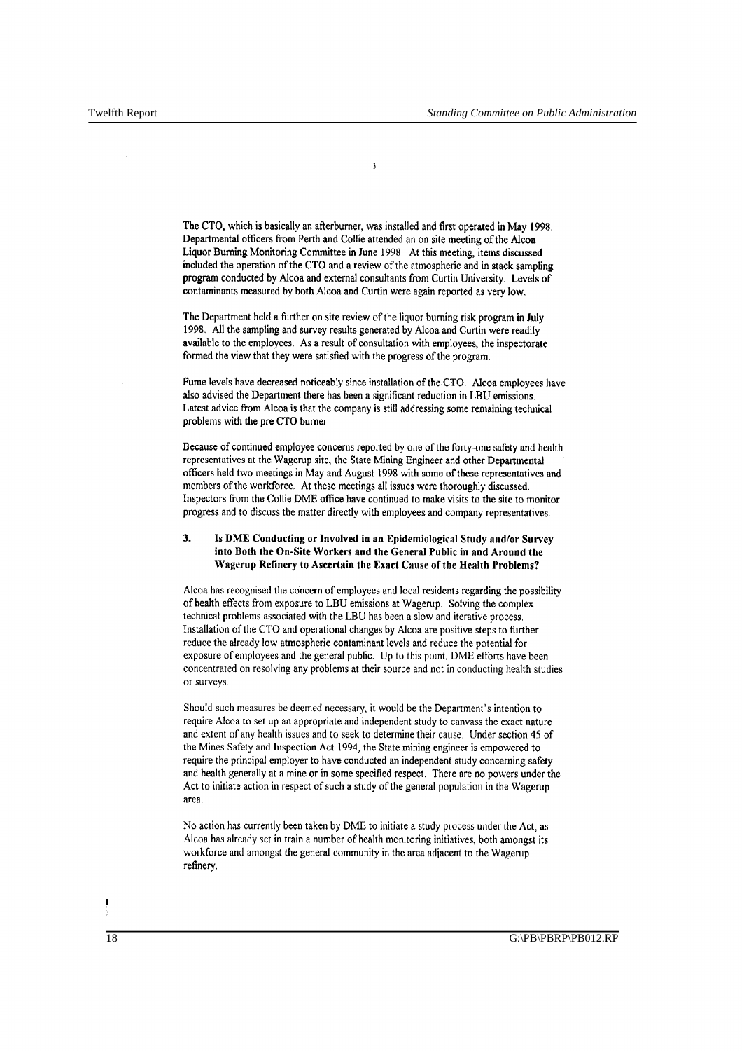The CTO, which is basically an afterburner, was installed and first operated in May 1998. Departmental officers from Perth and Collie attended an on site meeting of the Alcoa Liquor Burning Monitoring Committee in June 1998. At this meeting, items discussed included the operation of the CTO and a review of the atmospheric and in stack sampling program conducted by Alcoa and external consultants from Curtin University. Levels of contaminants measured by both Alcoa and Curtin were again reported as very low.

The Department held a further on site review of the liquor burning risk program in July 1998. All the sampling and survey results generated by Alcoa and Curtin were readily available to the employees. As a result of consultation with employees, the inspectorate formed the view that they were satisfied with the progress of the program.

Fume levels have decreased noticeably since installation of the CTO. Alcoa employees have also advised the Department there has been a significant reduction in LBU emissions. Latest advice from Alcoa is that the company is still addressing some remaining technical problems with the pre CTO burner

Because of continued employee concerns reported by one of the forty-one safety and health representatives at the Wagerup site, the State Mining Engineer and other Departmental officers held two meetings in May and August 1998 with some of these representatives and members of the workforce. At these meetings all issues were thoroughly discussed. Inspectors from the Collie DME office have continued to make visits to the site to monitor progress and to discuss the matter directly with employees and company representatives.

### 3. Is DME Conducting or Involved in an Epidemiological Study and/or Survey into Both the On-Site Workers and the General Public in and Around the Wagerup Refinery to Ascertain the Exact Cause of the Health Problems?

Alcoa has recognised the concern of employees and local residents regarding the possibility of health effects from exposure to LBU emissions at Wagerup. Solving the complex technical problems associated with the LBU has been a slow and iterative process. Installation of the CTO and operational changes by Alcoa are positive steps to further reduce the already low atmospheric contaminant levels and reduce the potential for exposure of employees and the general public. Up to this point, DME efforts have been concentrated on resolving any problems at their source and not in conducting health studies or surveys.

Should such measures be deemed necessary, it would be the Department's intention to require Alcoa to set up an appropriate and independent study to canvass the exact nature and extent of any health issues and to seek to determine their cause. Under section 45 of the Mines Safety and Inspection Act 1994, the State mining engineer is empowered to require the principal employer to have conducted an independent study concerning safety and health generally at a mine or in some specified respect. There are no powers under the Act to initiate action in respect of such a study of the general population in the Wagerup area.

No action has currently been taken by DME to initiate a study process under the Act, as Alcoa has already set in train a number of health monitoring initiatives, both amongst its workforce and amongst the general community in the area adjacent to the Wagerup refinery.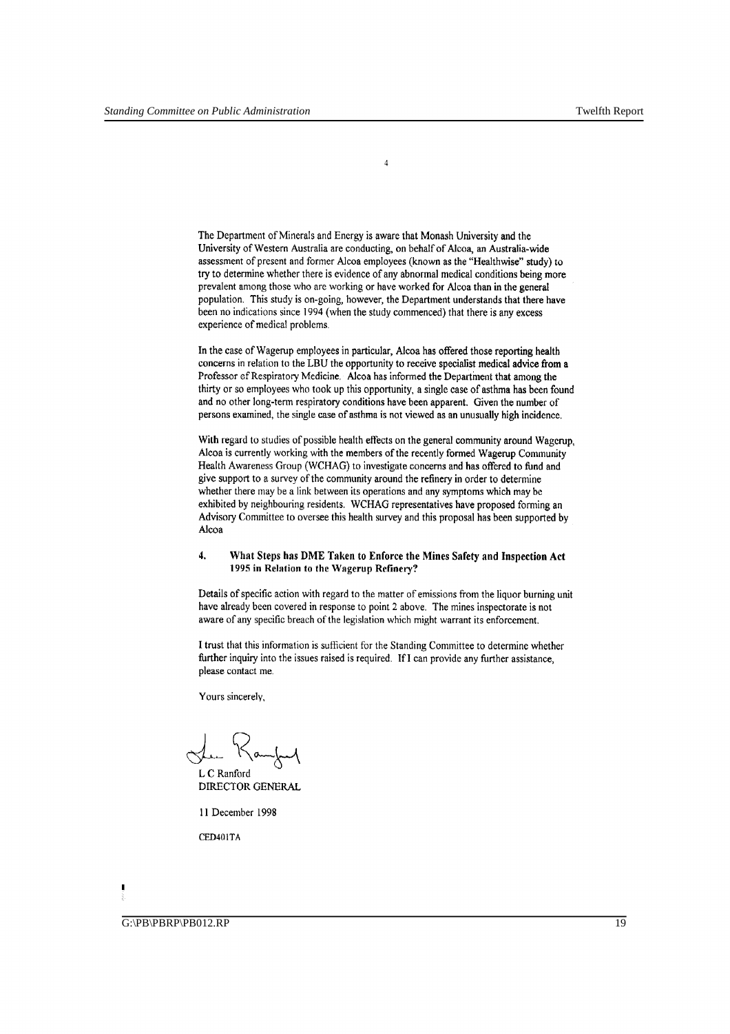The Department of Minerals and Energy is aware that Monash University and the University of Western Australia are conducting, on behalf of Alcoa, an Australia-wide assessment of present and former Alcoa employees (known as the "Healthwise" study) to try to determine whether there is evidence of any abnormal medical conditions being more prevalent among those who are working or have worked for Alcoa than in the general population. This study is on-going, however, the Department understands that there have been no indications since 1994 (when the study commenced) that there is any excess experience of medical problems.

In the case of Wagerup employees in particular, Alcoa has offered those reporting health concerns in relation to the LBU the opportunity to receive specialist medical advice from a Professor of Respiratory Medicine. Alcoa has informed the Department that among the thirty or so employees who took up this opportunity, a single case of asthma has been found and no other long-term respiratory conditions have been apparent. Given the number of persons examined, the single case of asthma is not viewed as an unusually high incidence.

With regard to studies of possible health effects on the general community around Wagerup, Alcoa is currently working with the members of the recently formed Wagerup Community Health Awareness Group (WCHAG) to investigate concerns and has offered to fund and give support to a survey of the community around the refinery in order to determine whether there may be a link between its operations and any symptoms which may be exhibited by neighbouring residents. WCHAG representatives have proposed forming an Advisory Committee to oversee this health survey and this proposal has been supported by Alcoa

### 4. What Steps has DME Taken to Enforce the Mines Safety and Inspection Act 1995 in Relation to the Wagerup Refinery?

Details of specific action with regard to the matter of emissions from the liquor burning unit have already been covered in response to point 2 above. The mines inspectorate is not aware of any specific breach of the legislation which might warrant its enforcement.

I trust that this information is sufficient for the Standing Committee to determine whether further inquiry into the issues raised is required. If I can provide any further assistance, please contact me.

Yours sincerely,

L C Ranford
DIRECTOR GENERAL

11 December 1998

CED401TA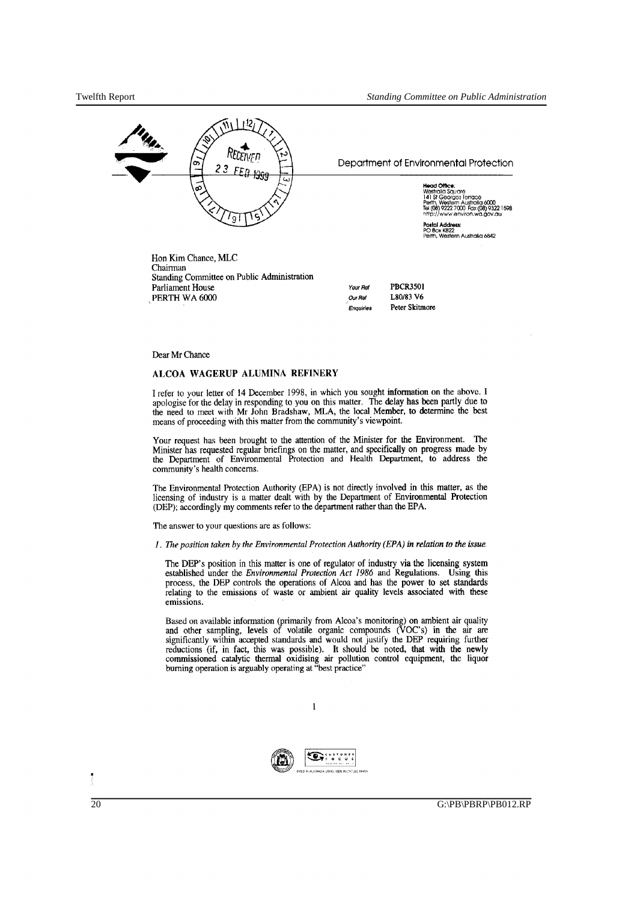RECEIVED 23 FEB 1999

Department of Environmental Protection

**Head Office:**
Westralia Square
141 St Georges Terrace
Perth, Western Australia 6000
Tel (08) 9222 7000 Fax (08) 9322 1598
http://www.environ.wa.gov.au

**Postal Address:**
PO Box K822
Perth, Western Australia 6842

Hon Kim Chance, MLC
Chairman
Standing Committee on Public Administration
Parliament House
PERTH WA 6000

*Your Ref* PBCR3501
*Our Ref* L80/83 V6
*Enquiries* Peter Skitmore

Dear Mr Chance

**ALCOA WAGERUP ALUMINA REFINERY**

I refer to your letter of 14 December 1998, in which you sought information on the above. I apologise for the delay in responding to you on this matter. The delay has been partly due to the need to meet with Mr John Bradshaw, MLA, the local Member, to determine the best means of proceeding with this matter from the community's viewpoint.

Your request has been brought to the attention of the Minister for the Environment. The Minister has requested regular briefings on the matter, and specifically on progress made by the Department of Environmental Protection and Health Department, to address the community's health concerns.

The Environmental Protection Authority (EPA) is not directly involved in this matter, as the licensing of industry is a matter dealt with by the Department of Environmental Protection (DEP); accordingly my comments refer to the department rather than the EPA.

The answer to your questions are as follows:

1. *The position taken by the Environmental Protection Authority (EPA) in relation to the issue.*

   The DEP's position in this matter is one of regulator of industry via the licensing system established under the *Environmental Protection Act 1986* and Regulations. Using this process, the DEP controls the operations of Alcoa and has the power to set standards relating to the emissions of waste or ambient air quality levels associated with these emissions.

   Based on available information (primarily from Alcoa's monitoring) on ambient air quality and other sampling, levels of volatile organic compounds (VOC's) in the air are significantly within accepted standards and would not justify the DEP requiring further reductions (if, in fact, this was possible). It should be noted, that with the newly commissioned catalytic thermal oxidising air pollution control equipment, the liquor burning operation is arguably operating at "best practice"

1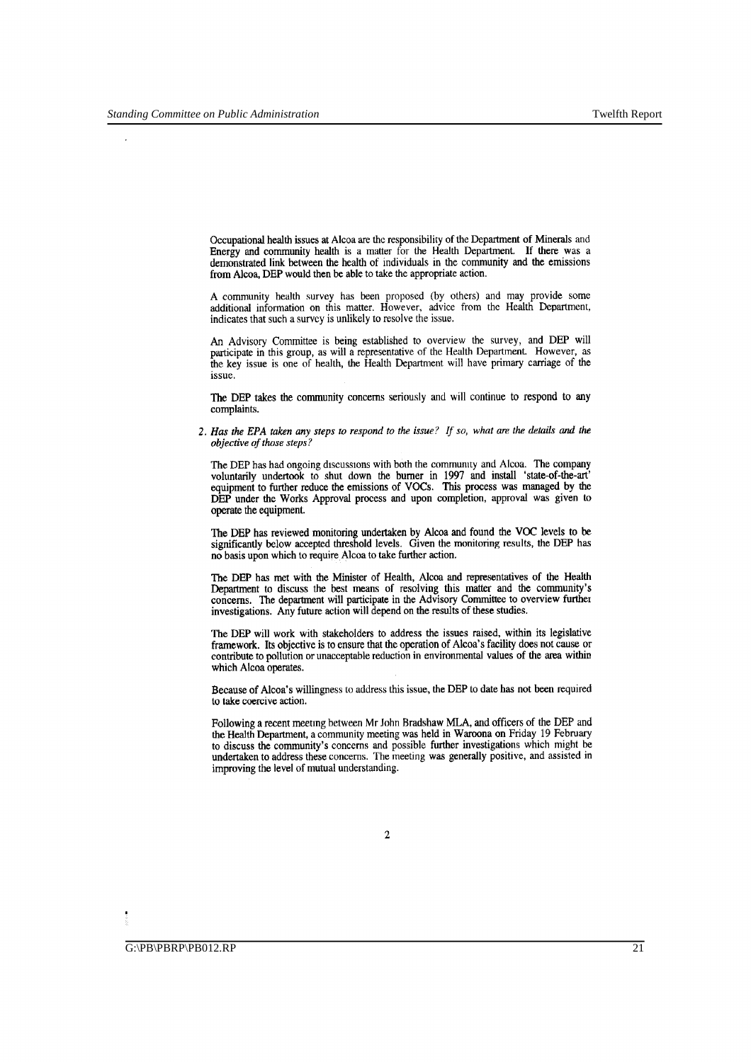Occupational health issues at Alcoa are the responsibility of the Department of Minerals and Energy and community health is a matter for the Health Department. If there was a demonstrated link between the health of individuals in the community and the emissions from Alcoa, DEP would then be able to take the appropriate action.

A community health survey has been proposed (by others) and may provide some additional information on this matter. However, advice from the Health Department, indicates that such a survey is unlikely to resolve the issue.

An Advisory Committee is being established to overview the survey, and DEP will participate in this group, as will a representative of the Health Department. However, as the key issue is one of health, the Health Department will have primary carriage of the issue.

The DEP takes the community concerns seriously and will continue to respond to any complaints.

2. *Has the EPA taken any steps to respond to the issue? If so, what are the details and the objective of those steps?*

The DEP has had ongoing discussions with both the community and Alcoa. The company voluntarily undertook to shut down the burner in 1997 and install 'state-of-the-art' equipment to further reduce the emissions of VOCs. This process was managed by the DEP under the Works Approval process and upon completion, approval was given to operate the equipment.

The DEP has reviewed monitoring undertaken by Alcoa and found the VOC levels to be significantly below accepted threshold levels. Given the monitoring results, the DEP has no basis upon which to require Alcoa to take further action.

The DEP has met with the Minister of Health, Alcoa and representatives of the Health Department to discuss the best means of resolving this matter and the community's concerns. The department will participate in the Advisory Committee to overview further investigations. Any future action will depend on the results of these studies.

The DEP will work with stakeholders to address the issues raised, within its legislative framework. Its objective is to ensure that the operation of Alcoa's facility does not cause or contribute to pollution or unacceptable reduction in environmental values of the area within which Alcoa operates.

Because of Alcoa's willingness to address this issue, the DEP to date has not been required to take coercive action.

Following a recent meeting between Mr John Bradshaw MLA, and officers of the DEP and the Health Department, a community meeting was held in Waroona on Friday 19 February to discuss the community's concerns and possible further investigations which might be undertaken to address these concerns. The meeting was generally positive, and assisted in improving the level of mutual understanding.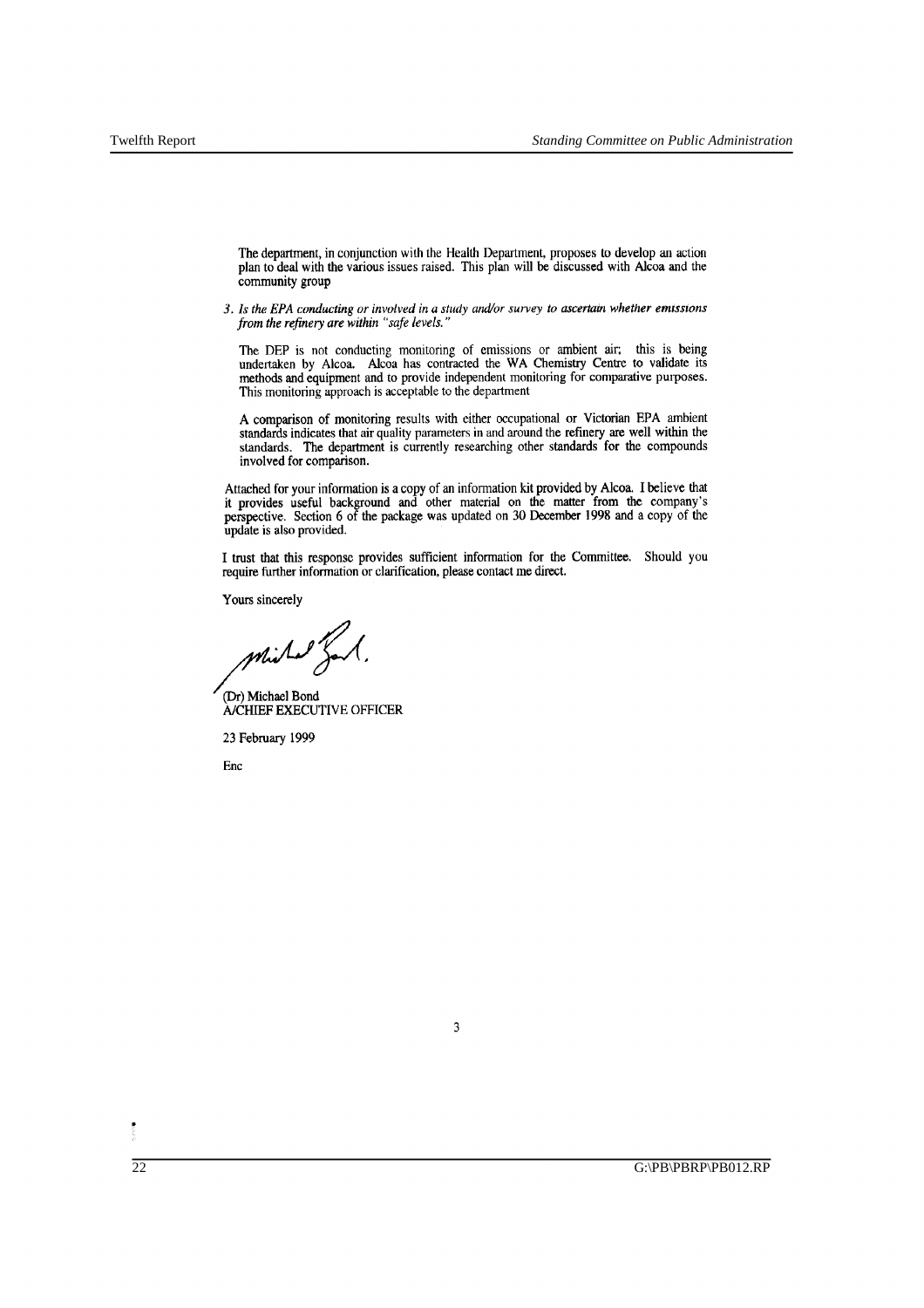The department, in conjunction with the Health Department, proposes to develop an action plan to deal with the various issues raised. This plan will be discussed with Alcoa and the community group

*3. Is the EPA conducting or involved in a study and/or survey to ascertain whether emissions from the refinery are within "safe levels."*

The DEP is not conducting monitoring of emissions or ambient air; this is being undertaken by Alcoa. Alcoa has contracted the WA Chemistry Centre to validate its methods and equipment and to provide independent monitoring for comparative purposes. This monitoring approach is acceptable to the department

A comparison of monitoring results with either occupational or Victorian EPA ambient standards indicates that air quality parameters in and around the refinery are well within the standards. The department is currently researching other standards for the compounds involved for comparison.

Attached for your information is a copy of an information kit provided by Alcoa. I believe that it provides useful background and other material on the matter from the company's perspective. Section 6 of the package was updated on 30 December 1998 and a copy of the update is also provided.

I trust that this response provides sufficient information for the Committee. Should you require further information or clarification, please contact me direct.

Yours sincerely

(Dr) Michael Bond
A/CHIEF EXECUTIVE OFFICER

23 February 1999

Enc

3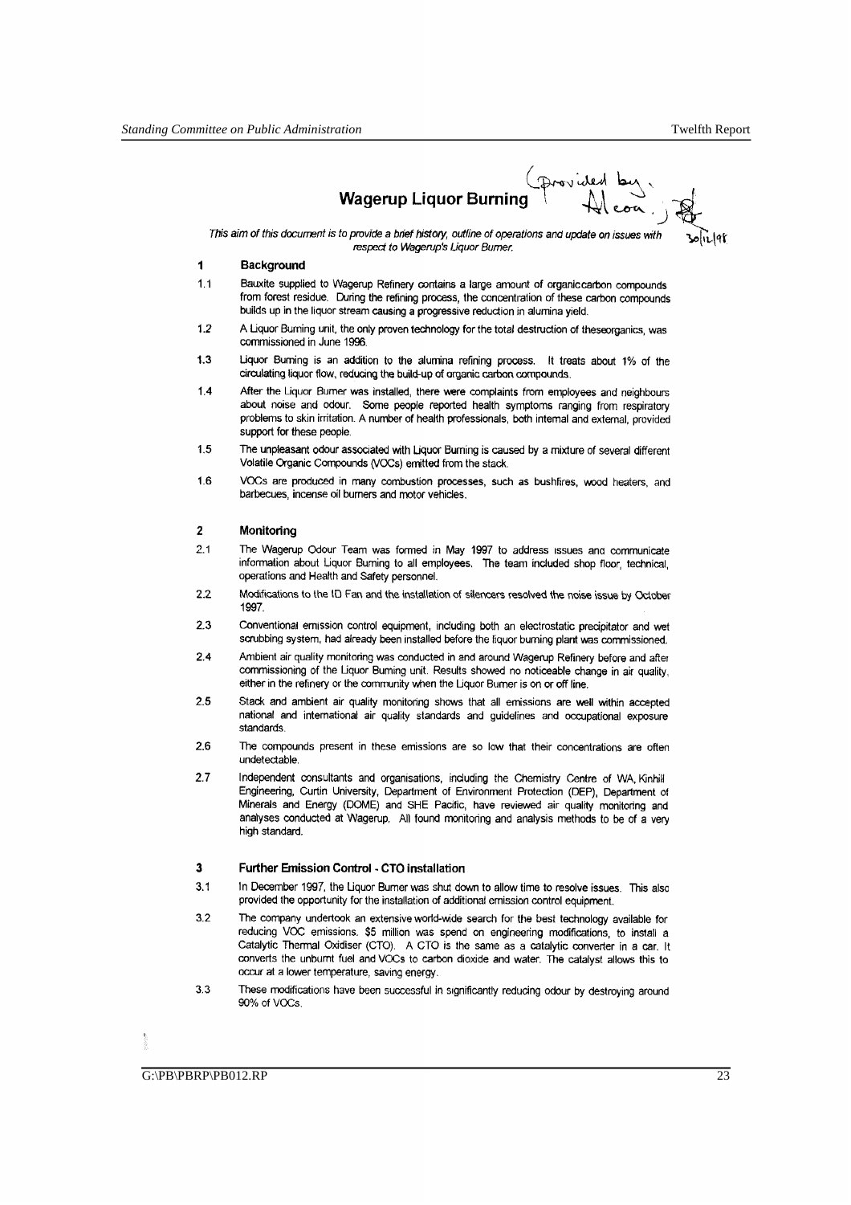# Wagerup Liquor Burning

(Provided by Alcoa.) 30/12/98

*This aim of this document is to provide a brief history, outline of operations and update on issues with respect to Wagerup's Liquor Burner.*

## 1 Background

1.1 Bauxite supplied to Wagerup Refinery contains a large amount of organiccarbon compounds from forest residue. During the refining process, the concentration of these carbon compounds builds up in the liquor stream causing a progressive reduction in alumina yield.

1.2 A Liquor Burning unit, the only proven technology for the total destruction of theseorganics, was commissioned in June 1996.

1.3 Liquor Burning is an addition to the alumina refining process. It treats about 1% of the circulating liquor flow, reducing the build-up of organic carbon compounds.

1.4 After the Liquor Burner was installed, there were complaints from employees and neighbours about noise and odour. Some people reported health symptoms ranging from respiratory problems to skin irritation. A number of health professionals, both internal and external, provided support for these people.

1.5 The unpleasant odour associated with Liquor Burning is caused by a mixture of several different Volatile Organic Compounds (VOCs) emitted from the stack.

1.6 VOCs are produced in many combustion processes, such as bushfires, wood heaters, and barbecues, incense oil burners and motor vehicles.

## 2 Monitoring

2.1 The Wagerup Odour Team was formed in May 1997 to address issues and communicate information about Liquor Burning to all employees. The team included shop floor, technical, operations and Health and Safety personnel.

2.2 Modifications to the ID Fan and the installation of silencers resolved the noise issue by October 1997.

2.3 Conventional emission control equipment, including both an electrostatic precipitator and wet scrubbing system, had already been installed before the liquor burning plant was commissioned.

2.4 Ambient air quality monitoring was conducted in and around Wagerup Refinery before and after commissioning of the Liquor Burning unit. Results showed no noticeable change in air quality, either in the refinery or the community when the Liquor Burner is on or off line.

2.5 Stack and ambient air quality monitoring shows that all emissions are well within accepted national and international air quality standards and guidelines and occupational exposure standards.

2.6 The compounds present in these emissions are so low that their concentrations are often undetectable.

2.7 Independent consultants and organisations, including the Chemistry Centre of WA, Kinhill Engineering, Curtin University, Department of Environment Protection (DEP), Department of Minerals and Energy (DOME) and SHE Pacific, have reviewed air quality monitoring and analyses conducted at Wagerup. All found monitoring and analysis methods to be of a very high standard.

## 3 Further Emission Control - CTO installation

3.1 In December 1997, the Liquor Burner was shut down to allow time to resolve issues. This also provided the opportunity for the installation of additional emission control equipment.

3.2 The company undertook an extensive world-wide search for the best technology available for reducing VOC emissions. $5 million was spend on engineering modifications, to install a Catalytic Thermal Oxidiser (CTO). A CTO is the same as a catalytic converter in a car. It converts the unburnt fuel and VOCs to carbon dioxide and water. The catalyst allows this to occur at a lower temperature, saving energy.

3.3 These modifications have been successful in significantly reducing odour by destroying around 90% of VOCs.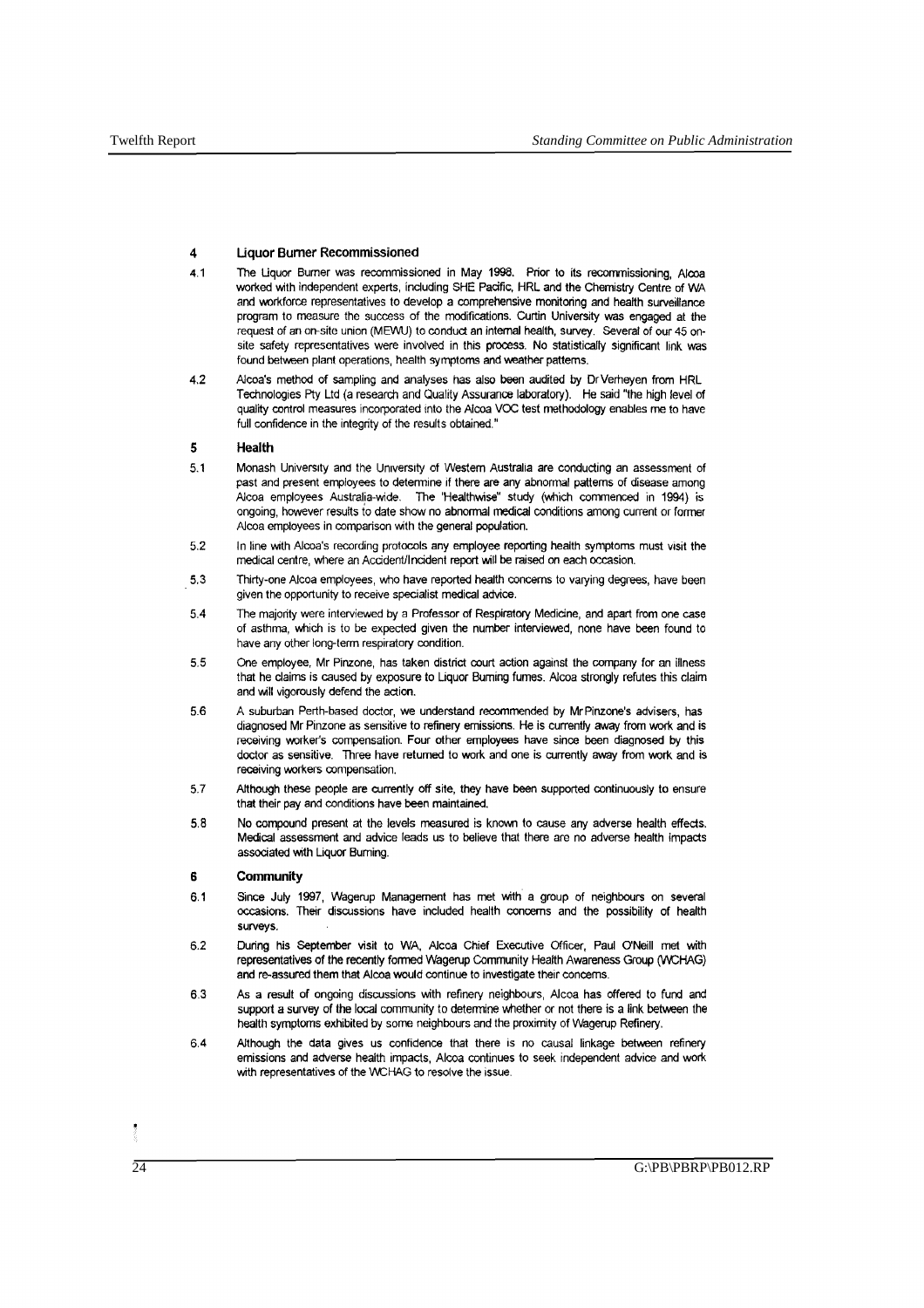## 4 Liquor Burner Recommissioned

4.1 The Liquor Burner was recommissioned in May 1998. Prior to its recommissioning, Alcoa worked with independent experts, including SHE Pacific, HRL and the Chemistry Centre of WA and workforce representatives to develop a comprehensive monitoring and health surveillance program to measure the success of the modifications. Curtin University was engaged at the request of an on-site union (MEWU) to conduct an internal health, survey. Several of our 45 on-site safety representatives were involved in this process. No statistically significant link was found between plant operations, health symptoms and weather patterns.

4.2 Alcoa's method of sampling and analyses has also been audited by Dr Verheyen from HRL Technologies Pty Ltd (a research and Quality Assurance laboratory). He said "the high level of quality control measures incorporated into the Alcoa VOC test methodology enables me to have full confidence in the integrity of the results obtained."

## 5 Health

5.1 Monash University and the University of Western Australia are conducting an assessment of past and present employees to determine if there are any abnormal patterns of disease among Alcoa employees Australia-wide. The "Healthwise" study (which commenced in 1994) is ongoing, however results to date show no abnormal medical conditions among current or former Alcoa employees in comparison with the general population.

5.2 In line with Alcoa's recording protocols any employee reporting health symptoms must visit the medical centre, where an Accident/Incident report will be raised on each occasion.

5.3 Thirty-one Alcoa employees, who have reported health concerns to varying degrees, have been given the opportunity to receive specialist medical advice.

5.4 The majority were interviewed by a Professor of Respiratory Medicine, and apart from one case of asthma, which is to be expected given the number interviewed, none have been found to have any other long-term respiratory condition.

5.5 One employee, Mr Pinzone, has taken district court action against the company for an illness that he claims is caused by exposure to Liquor Burning fumes. Alcoa strongly refutes this claim and will vigorously defend the action.

5.6 A suburban Perth-based doctor, we understand recommended by Mr Pinzone's advisers, has diagnosed Mr Pinzone as sensitive to refinery emissions. He is currently away from work and is receiving worker's compensation. Four other employees have since been diagnosed by this doctor as sensitive. Three have returned to work and one is currently away from work and is receiving workers compensation.

5.7 Although these people are currently off site, they have been supported continuously to ensure that their pay and conditions have been maintained.

5.8 No compound present at the levels measured is known to cause any adverse health effects. Medical assessment and advice leads us to believe that there are no adverse health impacts associated with Liquor Burning.

## 6 Community

6.1 Since July 1997, Wagerup Management has met with a group of neighbours on several occasions. Their discussions have included health concerns and the possibility of health surveys.

6.2 During his September visit to WA, Alcoa Chief Executive Officer, Paul O'Neill met with representatives of the recently formed Wagerup Community Health Awareness Group (WCHAG) and re-assured them that Alcoa would continue to investigate their concerns.

6.3 As a result of ongoing discussions with refinery neighbours, Alcoa has offered to fund and support a survey of the local community to determine whether or not there is a link between the health symptoms exhibited by some neighbours and the proximity of Wagerup Refinery.

6.4 Although the data gives us confidence that there is no causal linkage between refinery emissions and adverse health impacts, Alcoa continues to seek independent advice and work with representatives of the WCHAG to resolve the issue.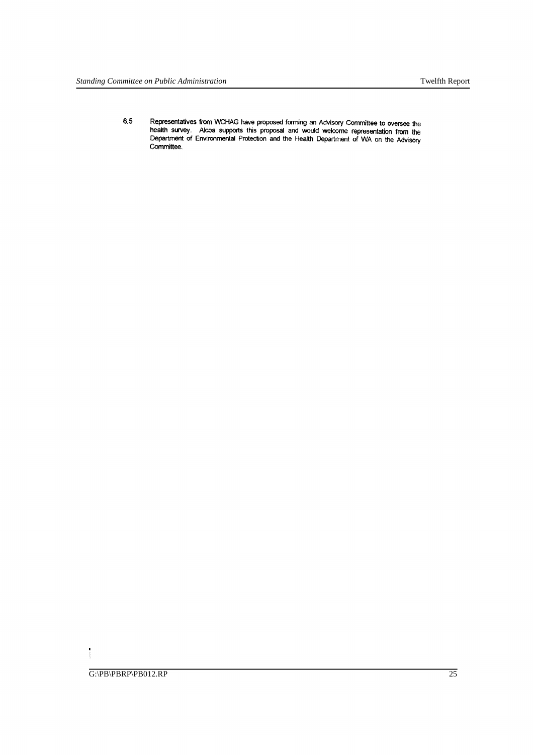6.5 Representatives from WCHAG have proposed forming an Advisory Committee to oversee the health survey. Alcoa supports this proposal and would welcome representation from the Department of Environmental Protection and the Health Department of WA on the Advisory Committee.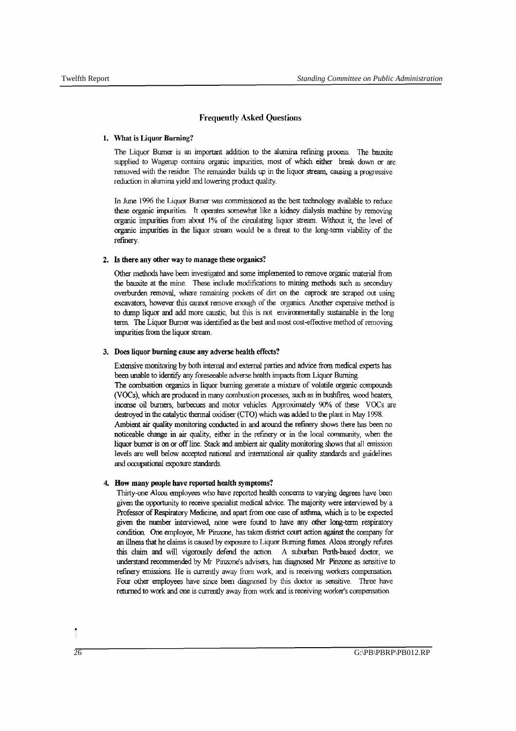## Frequently Asked Questions

### 1. What is Liquor Burning?

The Liquor Burner is an important addition to the alumina refining process. The bauxite supplied to Wagerup contains organic impurities, most of which either break down or are removed with the residue. The remainder builds up in the liquor stream, causing a progressive reduction in alumina yield and lowering product quality.

In June 1996 the Liquor Burner was commissioned as the best technology available to reduce these organic impurities. It operates somewhat like a kidney dialysis machine by removing organic impurities from about 1% of the circulating liquor stream. Without it, the level of organic impurities in the liquor stream would be a threat to the long-term viability of the refinery.

### 2. Is there any other way to manage these organics?

Other methods have been investigated and some implemented to remove organic material from the bauxite at the mine. These include modifications to mining methods such as secondary overburden removal, where remaining pockets of dirt on the caprock are scraped out using excavators, however this cannot remove enough of the organics. Another expensive method is to dump liquor and add more caustic, but this is not environmentally sustainable in the long term. The Liquor Burner was identified as the best and most cost-effective method of removing impurities from the liquor stream.

### 3. Does liquor burning cause any adverse health effects?

Extensive monitoring by both internal and external parties and advice from medical experts has been unable to identify any foreseeable adverse health impacts from Liquor Burning.

The combustion organics in liquor burning generate a mixture of volatile organic compounds (VOCs), which are produced in many combustion processes, such as in bushfires, wood heaters, incense oil burners, barbecues and motor vehicles. Approximately 90% of these VOCs are destroyed in the catalytic thermal oxidiser (CTO) which was added to the plant in May 1998.

Ambient air quality monitoring conducted in and around the refinery shows there has been no noticeable change in air quality, either in the refinery or in the local community, when the liquor burner is on or off line. Stack and ambient air quality monitoring shows that all emission levels are well below accepted national and international air quality standards and guidelines and occupational exposure standards.

### 4. How many people have reported health symptoms?

Thirty-one Alcoa employees who have reported health concerns to varying degrees have been given the opportunity to receive specialist medical advice. The majority were interviewed by a Professor of Respiratory Medicine, and apart from one case of asthma, which is to be expected given the number interviewed, none were found to have any other long-term respiratory condition. One employee, Mr Pinzone, has taken district court action against the company for an illness that he claims is caused by exposure to Liquor Burning fumes. Alcoa strongly refutes this claim and will vigorously defend the action. A suburban Perth-based doctor, we understand recommended by Mr Pinzone's advisers, has diagnosed Mr Pinzone as sensitive to refinery emissions. He is currently away from work, and is receiving workers compensation. Four other employees have since been diagnosed by this doctor as sensitive. Three have returned to work and one is currently away from work and is receiving worker's compensation.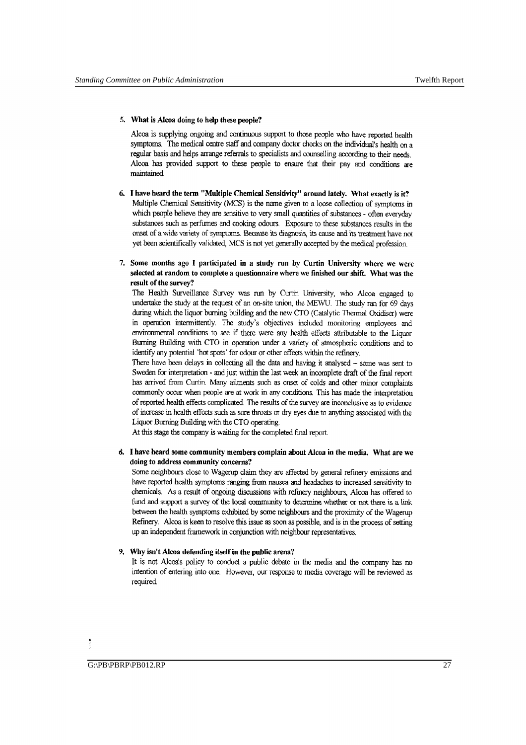5. **What is Alcoa doing to help these people?**

   Alcoa is supplying ongoing and continuous support to those people who have reported health symptoms. The medical centre staff and company doctor checks on the individual's health on a regular basis and helps arrange referrals to specialists and counselling according to their needs. Alcoa has provided support to these people to ensure that their pay and conditions are maintained.

6. **I have heard the term "Multiple Chemical Sensitivity" around lately. What exactly is it?**

   Multiple Chemical Sensitivity (MCS) is the name given to a loose collection of symptoms in which people believe they are sensitive to very small quantities of substances - often everyday substances such as perfumes and cooking odours. Exposure to these substances results in the onset of a wide variety of symptoms. Because its diagnosis, its cause and its treatment have not yet been scientifically validated, MCS is not yet generally accepted by the medical profession.

7. **Some months ago I participated in a study run by Curtin University where we were selected at random to complete a questionnaire where we finished our shift. What was the result of the survey?**

   The Health Surveillance Survey was run by Curtin University, who Alcoa engaged to undertake the study at the request of an on-site union, the MEWU. The study ran for 69 days during which the liquor burning building and the new CTO (Catalytic Thermal Oxidiser) were in operation intermittently. The study's objectives included monitoring employees and environmental conditions to see if there were any health effects attributable to the Liquor Burning Building with CTO in operation under a variety of atmospheric conditions and to identify any potential 'hot spots' for odour or other effects within the refinery.

   There have been delays in collecting all the data and having it analysed – some was sent to Sweden for interpretation - and just within the last week an incomplete draft of the final report has arrived from Curtin. Many ailments such as onset of colds and other minor complaints commonly occur when people are at work in any conditions. This has made the interpretation of reported health effects complicated. The results of the survey are inconclusive as to evidence of increase in health effects such as sore throats or dry eyes due to anything associated with the Liquor Burning Building with the CTO operating.

   At this stage the company is waiting for the completed final report.

8. **I have heard some community members complain about Alcoa in the media. What are we doing to address community concerns?**

   Some neighbours close to Wagerup claim they are affected by general refinery emissions and have reported health symptoms ranging from nausea and headaches to increased sensitivity to chemicals. As a result of ongoing discussions with refinery neighbours, Alcoa has offered to fund and support a survey of the local community to determine whether or not there is a link between the health symptoms exhibited by some neighbours and the proximity of the Wagerup Refinery. Alcoa is keen to resolve this issue as soon as possible, and is in the process of setting up an independent framework in conjunction with neighbour representatives.

9. **Why isn't Alcoa defending itself in the public arena?**

   It is not Alcoa's policy to conduct a public debate in the media and the company has no intention of entering into one. However, our response to media coverage will be reviewed as required.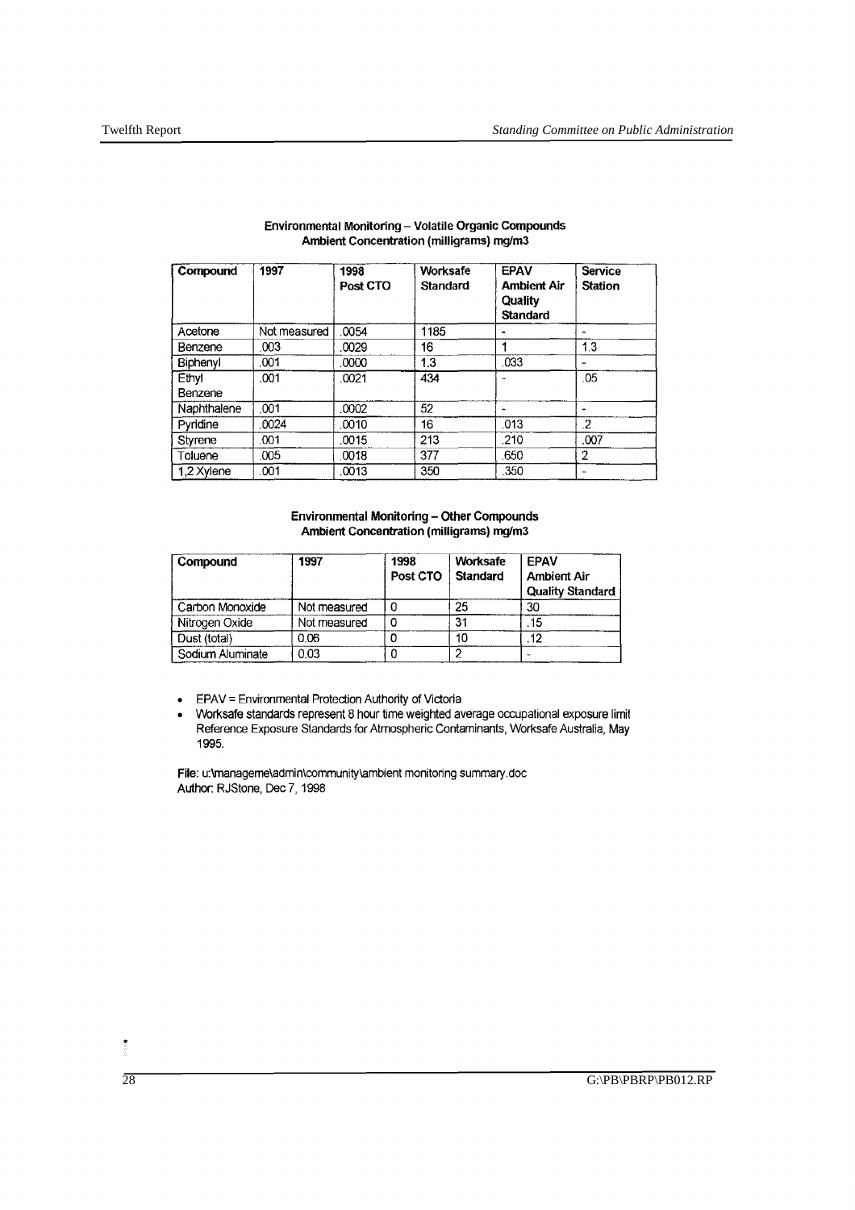**Environmental Monitoring – Volatile Organic Compounds**
**Ambient Concentration (milligrams) mg/m3**

| Compound | 1997 | 1998 Post CTO | Worksafe Standard | EPAV Ambient Air Quality Standard | Service Station |
|---|---|---|---|---|---|
| Acetone | Not measured | .0054 | 1185 | - | - |
| Benzene | .003 | .0029 | 16 | 1 | 1.3 |
| Biphenyl | .001 | .0000 | 1.3 | .033 | - |
| Ethyl Benzene | .001 | .0021 | 434 | - | .05 |
| Naphthalene | .001 | .0002 | 52 | - | - |
| Pyridine | .0024 | .0010 | 16 | .013 | .2 |
| Styrene | .001 | .0015 | 213 | .210 | .007 |
| Toluene | .005 | .0018 | 377 | .650 | 2 |
| 1,2 Xylene | .001 | .0013 | 350 | .350 | - |

**Environmental Monitoring – Other Compounds**
**Ambient Concentration (milligrams) mg/m3**

| Compound | 1997 | 1998 Post CTO | Worksafe Standard | EPAV Ambient Air Quality Standard |
|---|---|---|---|---|
| Carbon Monoxide | Not measured | 0 | 25 | 30 |
| Nitrogen Oxide | Not measured | 0 | 31 | .15 |
| Dust (total) | 0.06 | 0 | 10 | .12 |
| Sodium Aluminate | 0.03 | 0 | 2 | - |

- EPAV = Environmental Protection Authority of Victoria
- Worksafe standards represent 8 hour time weighted average occupational exposure limit Reference Exposure Standards for Atmospheric Contaminants, Worksafe Australia, May 1995.

File: u:\manageme\admin\community\ambient monitoring summary.doc
Author: RJStone, Dec 7, 1998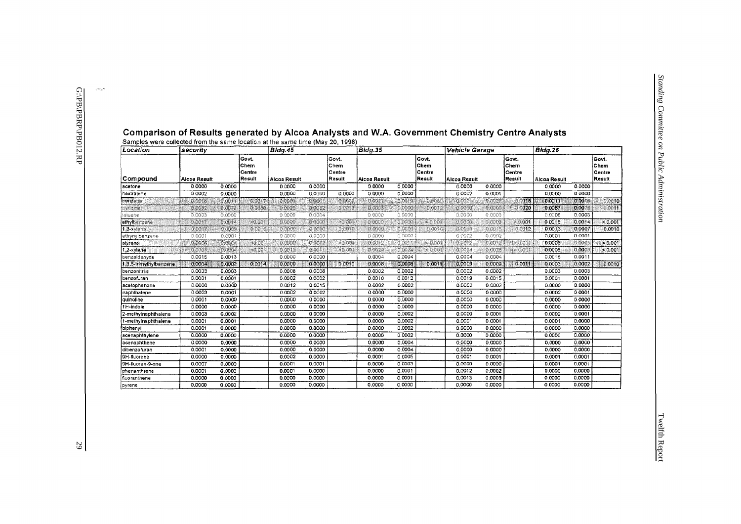## Comparison of Results generated by Alcoa Analysts and W.A. Government Chemistry Centre Analysts

Samples were collected from the same location at the same time (May 20, 1998)

| Location | security | | | Bldg.45 | | | Bldg.35 | | | Vehicle Garage | | | Bldg.26 | | |
|---|---|---|---|---|---|---|---|---|---|---|---|---|---|---|---|
| Compound | Alcoa Result | | Govt. Chem Centre Result | Alcoa Result | | Govt. Chem Centre Result | Alcoa Result | | Govt. Chem Centre Result | Alcoa Result | | Govt. Chem Centre Result | Alcoa Result | | Govt. Chem Centre Result |
| acetone | 0.0000 | 0.0000 | | 0.0000 | 0.0000 | | 0.0000 | 0.0000 | | 0.0000 | 0.0000 | | 0.0000 | 0.0000 | |
| hexatriene | 0.0002 | 0.0000 | | 0.0000 | 0.0000 | 0.0000 | 0.0000 | 0.0000 | | 0.0002 | 0.0001 | | 0.0000 | 0.0000 | |
| benzene | 0.0018 | 0.0011 | 0.0017 | 0.0001 | 0.0002 | 0.0006 | 0.0021 | 0.0019 | 0.0040 | 0.0021 | 0.0021 | 0.0018 | 0.0011 | 0.0008 | 0.0010 |
| pyridine | 0.0082 | 0.0072 | 0.0090 | 0.0025 | 0.0032 | 0.0013 | 0.0003 | 0.0000 | 0.0013 | 0.0000 | 0.0000 | 0.0020 | 0.0087 | 0.0075 | 0.0011 |
| toluene | 0.0003 | 0.0000 | | 0.0009 | 0.0004 | | 0.0000 | 0.0000 | | 0.0000 | 0.0000 | | 0.0006 | 0.0003 | |
| ethylbenzene | 0.0017 | 0.0014 | <0.001 | 0.0000 | 0.0000 | <0.001 | 0.0000 | 0.0000 | < 0.001 | 0.0000 | 0.0000 | < 0.001 | 0.0016 | 0.0014 | < 0.001 |
| 1,3-xylene | 0.0017 | 0.0009 | 0.0015 | 0.0000 | 0.0000 | 0.0010 | 0.0000 | 0.0000 | 0.0010 | 0.0015 | 0.0015 | 0.0012 | 0.0013 | 0.0007 | 0.0010 |
| ethynylbenzene | 0.0001 | 0.0001 | | 0.0000 | 0.0000 | | 0.0000 | 0.0000 | | 0.0002 | 0.0002 | | 0.0001 | 0.0001 | |
| styrene | 0.0006 | 0.0004 | <0.001 | 0.0002 | 0.0002 | <0.001 | 0.0012 | 0.0011 | < 0.001 | 0.0012 | 0.0012 | < 0.001 | 0.0006 | 0.0005 | < 0.001 |
| 1,2-xylene | 0.0007 | 0.0004 | <0.001 | 0.0012 | 0.0011 | <0.001 | 0.0024 | 0.0024 | < 0.001 | 0.0024 | 0.0028 | < 0.001 | 0.0005 | 0.0003 | < 0.001 |
| benzaldehyde | 0.0015 | 0.0013 | | 0.0000 | 0.0000 | | 0.0004 | 0.0004 | | 0.0004 | 0.0004 | | 0.0016 | 0.0011 | |
| 1,3,5-trimethylbenzene | 0.0004 | 0.0002 | 0.0014 | 0.0000 | 0.0000 | 0.0010 | 0.0008 | 0.0008 | 0.0011 | 0.0009 | 0.0009 | 0.0011 | 0.0003 | 0.0002 | 0.0010 |
| benzonitrile | 0.0003 | 0.0003 | | 0.0008 | 0.0008 | | 0.0002 | 0.0002 | | 0.0002 | 0.0002 | | 0.0003 | 0.0003 | |
| benzofuran | 0.0001 | 0.0001 | | 0.0002 | 0.0002 | | 0.0010 | 0.0012 | | 0.0019 | 0.0015 | | 0.0001 | 0.0001 | |
| acetophenone | 0.0000 | 0.0000 | | 0.0012 | 0.0015 | | 0.0002 | 0.0002 | | 0.0002 | 0.0002 | | 0.0000 | 0.0000 | |
| naphthalene | 0.0003 | 0.0001 | | 0.0002 | 0.0002 | | 0.0000 | 0.0000 | | 0.0000 | 0.0000 | | 0.0002 | 0.0001 | |
| quinoline | 0.0001 | 0.0000 | | 0.0000 | 0.0000 | | 0.0000 | 0.0000 | | 0.0000 | 0.0000 | | 0.0000 | 0.0000 | |
| 1H-indole | 0.0000 | 0.0000 | | 0.0000 | 0.0000 | | 0.0000 | 0.0000 | | 0.0000 | 0.0000 | | 0.0000 | 0.0000 | |
| 2-methylnaphthalene | 0.0003 | 0.0002 | | 0.0000 | 0.0000 | | 0.0000 | 0.0002 | | 0.0000 | 0.0001 | | 0.0002 | 0.0001 | |
| 1-methylnaphthalene | 0.0001 | 0.0001 | | 0.0000 | 0.0000 | | 0.0000 | 0.0002 | | 0.0001 | 0.0001 | | 0.0001 | 0.0000 | |
| biphenyl | 0.0001 | 0.0000 | | 0.0000 | 0.0000 | | 0.0000 | 0.0002 | | 0.0000 | 0.0000 | | 0.0000 | 0.0000 | |
| acenaphthylene | 0.0000 | 0.0000 | | 0.0000 | 0.0000 | | 0.0000 | 0.0002 | | 0.0000 | 0.0000 | | 0.0000 | 0.0000 | |
| acenaphthene | 0.0000 | 0.0000 | | 0.0000 | 0.0000 | | 0.0000 | 0.0004 | | 0.0000 | 0.0000 | | 0.0000 | 0.0000 | |
| dibenzofuran | 0.0001 | 0.0000 | | 0.0000 | 0.0000 | | 0.0000 | 0.0004 | | 0.0000 | 0.0000 | | 0.0000 | 0.0000 | |
| 9H-fluorene | 0.0000 | 0.0000 | | 0.0002 | 0.0000 | | 0.0001 | 0.0005 | | 0.0001 | 0.0001 | | 0.0001 | 0.0001 | |
| 9H-fluoren-9-one | 0.0007 | 0.0000 | | 0.0001 | 0.0001 | | 0.0000 | 0.0003 | | 0.0000 | 0.0000 | | 0.0001 | 0.0001 | |
| phenanthrene | 0.0001 | 0.0000 | | 0.0001 | 0.0000 | | 0.0000 | 0.0001 | | 0.0012 | 0.0002 | | 0.0000 | 0.0000 | |
| fluoranthene | 0.0000 | 0.0000 | | 0.0000 | 0.0000 | | 0.0000 | 0.0001 | | 0.0013 | 0.0003 | | 0.0000 | 0.0000 | |
| pyrene | 0.0000 | 0.0000 | | 0.0000 | 0.0000 | | 0.0000 | 0.0000 | | 0.0000 | 0.0000 | | 0.0000 | 0.0000 | |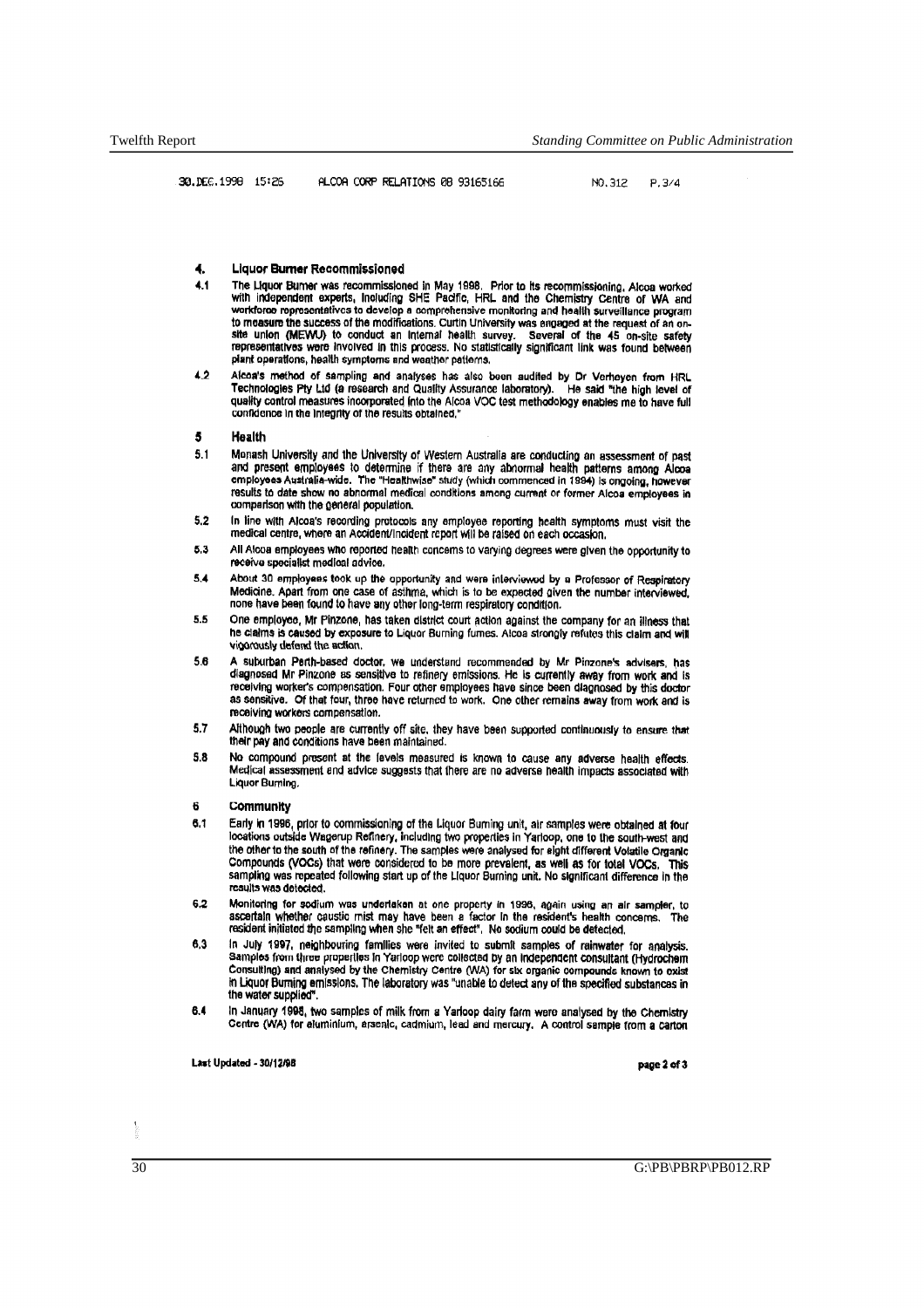30.DEC.1998 15:25 ALCOA CORP RELATIONS 08 93165166 NO.312 P.3/4

**4. Liquor Burner Recommissioned**

4.1 The Liquor Burner was recommissioned in May 1998. Prior to its recommissioning, Alcoa worked with independent experts, including SHE Pacific, HRL and the Chemistry Centre of WA and workforce representatives to develop a comprehensive monitoring and health surveillance program to measure the success of the modifications. Curtin University was engaged at the request of an on-site union (MEWU) to conduct an internal health survey. Several of the 45 on-site safety representatives were involved in this process. No statistically significant link was found between plant operations, health symptoms and weather patterns.

4.2 Alcoa's method of sampling and analyses has also been audited by Dr Verheyen from HRL Technologies Pty Ltd (a research and Quality Assurance laboratory). He said "the high level of quality control measures incorporated into the Alcoa VOC test methodology enables me to have full confidence in the integrity of the results obtained."

**5 Health**

5.1 Monash University and the University of Western Australia are conducting an assessment of past and present employees to determine if there are any abnormal health patterns among Alcoa employees Australia-wide. The "Healthwise" study (which commenced in 1994) is ongoing, however results to date show no abnormal medical conditions among current or former Alcoa employees in comparison with the general population.

5.2 In line with Alcoa's recording protocols any employee reporting health symptoms must visit the medical centre, where an Accident/Incident report will be raised on each occasion.

5.3 All Alcoa employees who reported health concerns to varying degrees were given the opportunity to receive specialist medical advice.

5.4 About 30 employees took up the opportunity and were interviewed by a Professor of Respiratory Medicine. Apart from one case of asthma, which is to be expected given the number interviewed, none have been found to have any other long-term respiratory condition.

5.5 One employee, Mr Pinzone, has taken district court action against the company for an illness that he claims is caused by exposure to Liquor Burning fumes. Alcoa strongly refutes this claim and will vigorously defend the action.

5.6 A suburban Perth-based doctor, we understand recommended by Mr Pinzone's advisers, has diagnosed Mr Pinzone as sensitive to refinery emissions. He is currently away from work and is receiving worker's compensation. Four other employees have since been diagnosed by this doctor as sensitive. Of that four, three have returned to work. One other remains away from work and is receiving workers compensation.

5.7 Although two people are currently off site, they have been supported continuously to ensure that their pay and conditions have been maintained.

5.8 No compound present at the levels measured is known to cause any adverse health effects. Medical assessment and advice suggests that there are no adverse health impacts associated with Liquor Burning.

**6 Community**

6.1 Early in 1996, prior to commissioning of the Liquor Burning unit, air samples were obtained at four locations outside Wagerup Refinery, including two properties in Yarloop, one to the south-west and the other to the south of the refinery. The samples were analysed for eight different Volatile Organic Compounds (VOCs) that were considered to be more prevalent, as well as for total VOCs. This sampling was repeated following start up of the Liquor Burning unit. No significant difference in the results was detected.

6.2 Monitoring for sodium was undertaken at one property in 1996, again using an air sampler, to ascertain whether caustic mist may have been a factor in the resident's health concerns. The resident initiated the sampling when she "felt an effect". No sodium could be detected.

6.3 In July 1997, neighbouring families were invited to submit samples of rainwater for analysis. Samples from three properties in Yarloop were collected by an independent consultant (Hydrochem Consulting) and analysed by the Chemistry Centre (WA) for six organic compounds known to exist in Liquor Burning emissions. The laboratory was "unable to detect any of the specified substances in the water supplied".

6.4 In January 1998, two samples of milk from a Yarloop dairy farm were analysed by the Chemistry Centre (WA) for aluminium, arsenic, cadmium, lead and mercury. A control sample from a carton

Last Updated - 30/12/98

page 2 of 3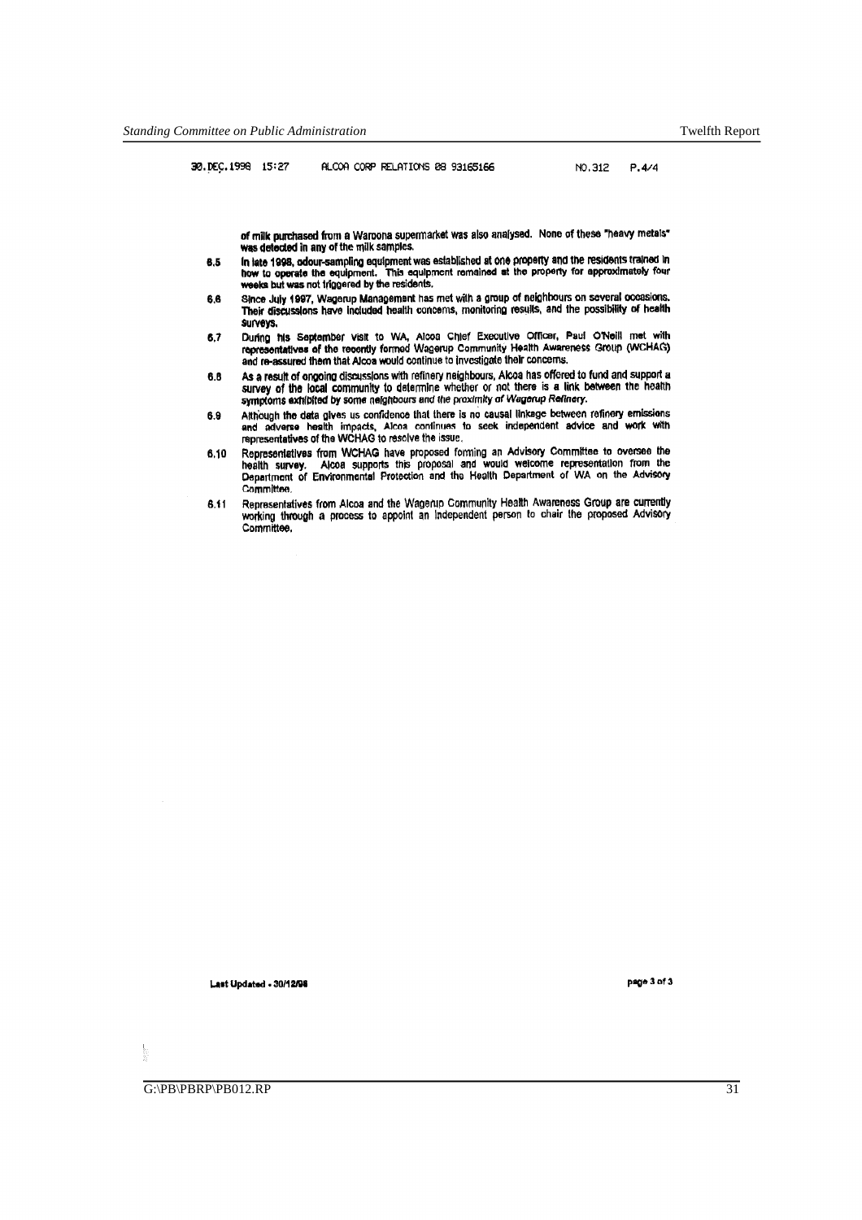30.DEC.1998 15:27 ALCOA CORP RELATIONS 08 93165166 NO.312 P.4/4

of milk purchased from a Waroona supermarket was also analysed. None of these "heavy metals" was detected in any of the milk samples.

6.5 In late 1998, odour-sampling equipment was established at one property and the residents trained in how to operate the equipment. This equipment remained at the property for approximately four weeks but was not triggered by the residents.

6.6 Since July 1997, Wagerup Management has met with a group of neighbours on several occasions. Their discussions have included health concerns, monitoring results, and the possibility of health surveys.

6.7 During his September visit to WA, Alcoa Chief Executive Officer, Paul O'Neill met with representatives of the recently formed Wagerup Community Health Awareness Group (WCHAG) and re-assured them that Alcoa would continue to investigate their concerns.

6.8 As a result of ongoing discussions with refinery neighbours, Alcoa has offered to fund and support a survey of the local community to determine whether or not there is a link between the health symptoms exhibited by some neighbours and the proximity of Wagerup Refinery.

6.9 Although the data gives us confidence that there is no causal linkage between refinery emissions and adverse health impacts, Alcoa continues to seek independent advice and work with representatives of the WCHAG to resolve the issue.

6.10 Representatives from WCHAG have proposed forming an Advisory Committee to oversee the health survey. Alcoa supports this proposal and would welcome representation from the Department of Environmental Protection and the Health Department of WA on the Advisory Committee.

6.11 Representatives from Alcoa and the Wagerup Community Health Awareness Group are currently working through a process to appoint an independent person to chair the proposed Advisory Committee.

Last Updated - 30/12/98

page 3 of 3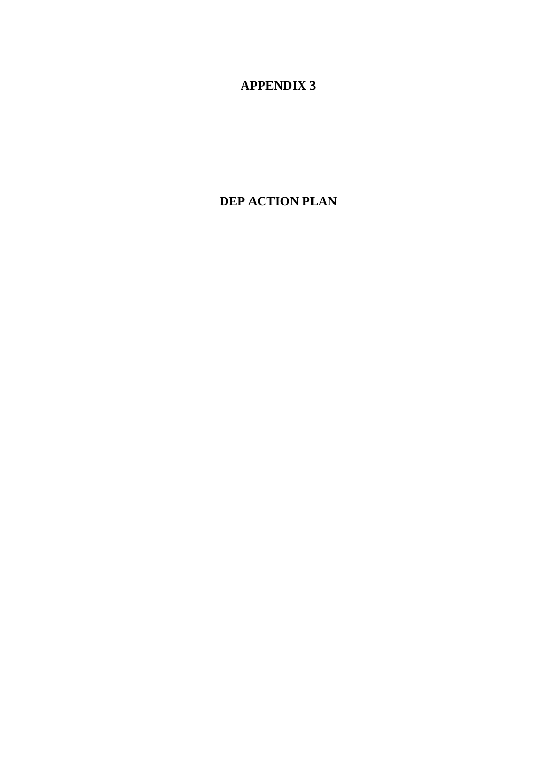# APPENDIX 3

# DEP ACTION PLAN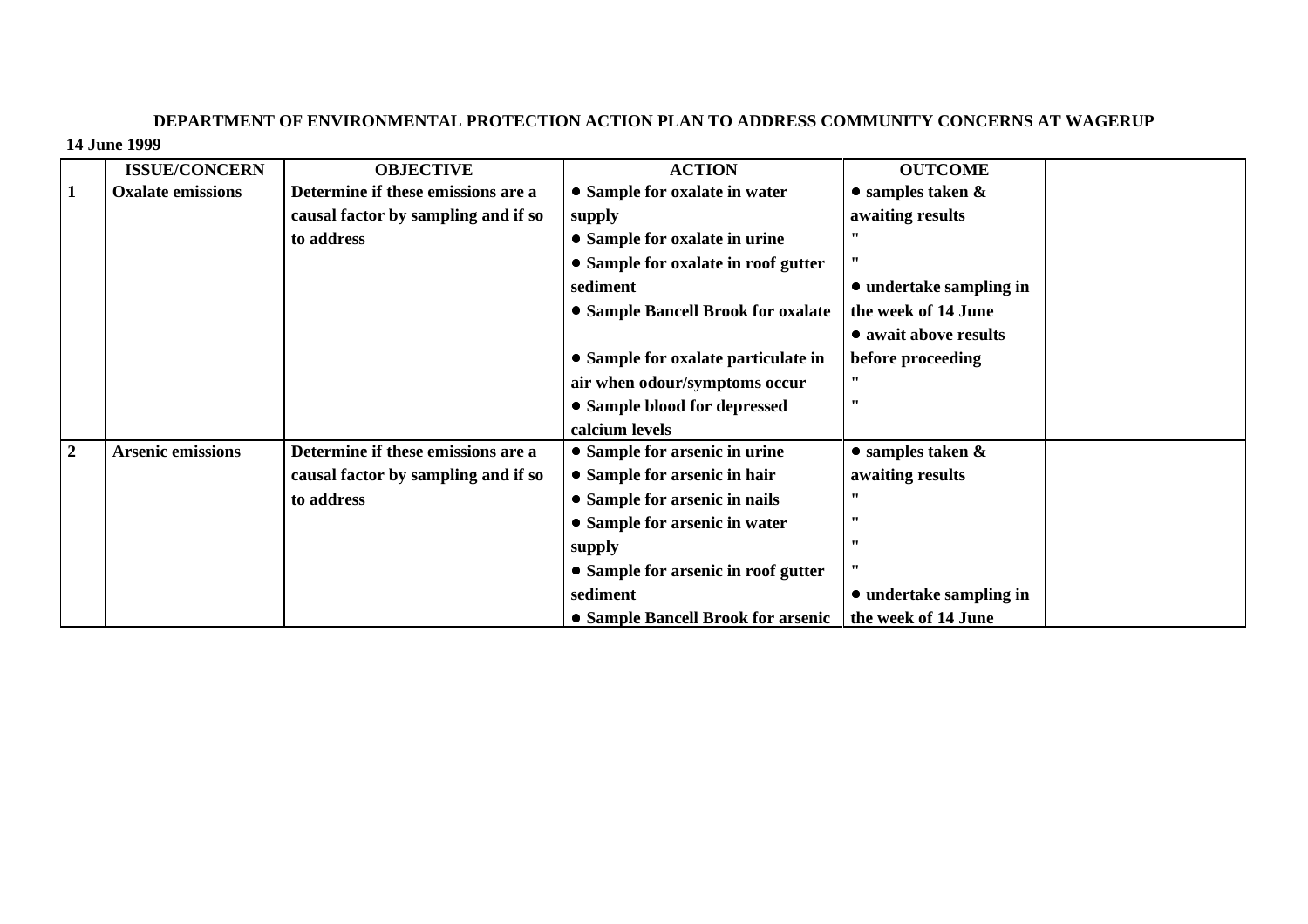**DEPARTMENT OF ENVIRONMENTAL PROTECTION ACTION PLAN TO ADDRESS COMMUNITY CONCERNS AT WAGERUP**

**14 June 1999**

| | ISSUE/CONCERN | OBJECTIVE | ACTION | OUTCOME | |
|---|---|---|---|---|---|
| **1** | **Oxalate emissions** | **Determine if these emissions are a causal factor by sampling and if so to address** | • **Sample for oxalate in water supply**<br>• **Sample for oxalate in urine**<br>• **Sample for oxalate in roof gutter sediment**<br>• **Sample Bancell Brook for oxalate**<br>• **Sample for oxalate particulate in air when odour/symptoms occur**<br>• **Sample blood for depressed calcium levels** | • **samples taken & awaiting results**<br>**"**<br>**"**<br>• **undertake sampling in the week of 14 June**<br>• **await above results before proceeding**<br>**"**<br>**"** | |
| **2** | **Arsenic emissions** | **Determine if these emissions are a causal factor by sampling and if so to address** | • **Sample for arsenic in urine**<br>• **Sample for arsenic in hair**<br>• **Sample for arsenic in nails**<br>• **Sample for arsenic in water supply**<br>• **Sample for arsenic in roof gutter sediment**<br>• **Sample Bancell Brook for arsenic** | • **samples taken & awaiting results**<br>**"**<br>**"**<br>**"**<br>**"**<br>• **undertake sampling in the week of 14 June** | |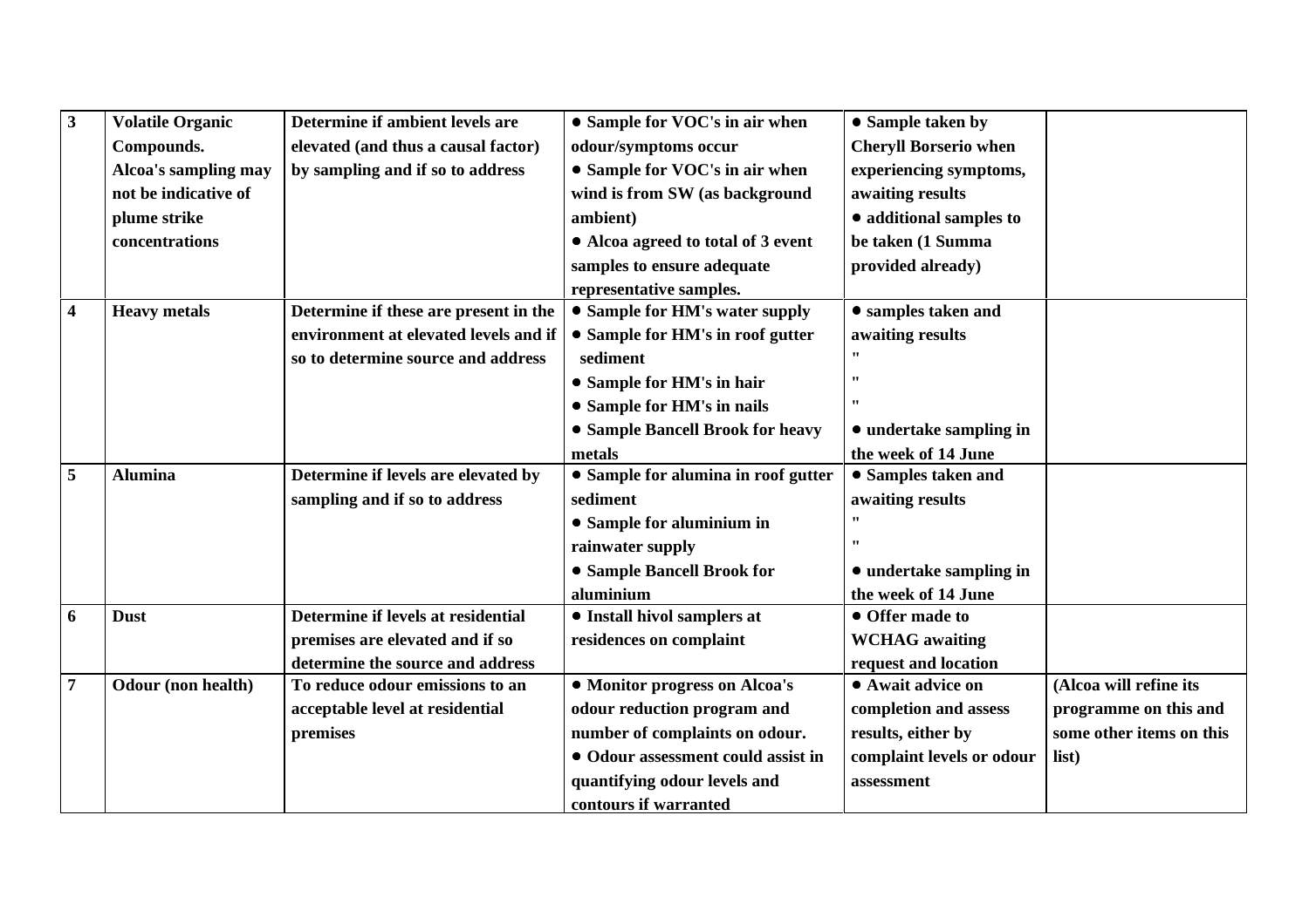| | | | | | |
|---|---|---|---|---|---|
| **3** | **Volatile Organic Compounds. Alcoa's sampling may not be indicative of plume strike concentrations** | **Determine if ambient levels are elevated (and thus a causal factor) by sampling and if so to address** | • **Sample for VOC's in air when odour/symptoms occur**<br>• **Sample for VOC's in air when wind is from SW (as background ambient)**<br>• **Alcoa agreed to total of 3 event samples to ensure adequate representative samples.** | • **Sample taken by Cheryll Borserio when experiencing symptoms, awaiting results**<br>• **additional samples to be taken (1 Summa provided already)** | |
| **4** | **Heavy metals** | **Determine if these are present in the environment at elevated levels and if so to determine source and address** | • **Sample for HM's water supply**<br>• **Sample for HM's in roof gutter sediment**<br>• **Sample for HM's in hair**<br>• **Sample for HM's in nails**<br>• **Sample Bancell Brook for heavy metals** | • **samples taken and awaiting results**<br>**"**<br>**"**<br>**"**<br>• **undertake sampling in the week of 14 June** | |
| **5** | **Alumina** | **Determine if levels are elevated by sampling and if so to address** | • **Sample for alumina in roof gutter sediment**<br>• **Sample for aluminium in rainwater supply**<br>• **Sample Bancell Brook for aluminium** | • **Samples taken and awaiting results**<br>**"**<br>**"**<br>• **undertake sampling in the week of 14 June** | |
| **6** | **Dust** | **Determine if levels at residential premises are elevated and if so determine the source and address** | • **Install hivol samplers at residences on complaint** | • **Offer made to WCHAG awaiting request and location** | |
| **7** | **Odour (non health)** | **To reduce odour emissions to an acceptable level at residential premises** | • **Monitor progress on Alcoa's odour reduction program and number of complaints on odour.**<br>• **Odour assessment could assist in quantifying odour levels and contours if warranted** | • **Await advice on completion and assess results, either by complaint levels or odour assessment** | **(Alcoa will refine its programme on this and some other items on this list)** |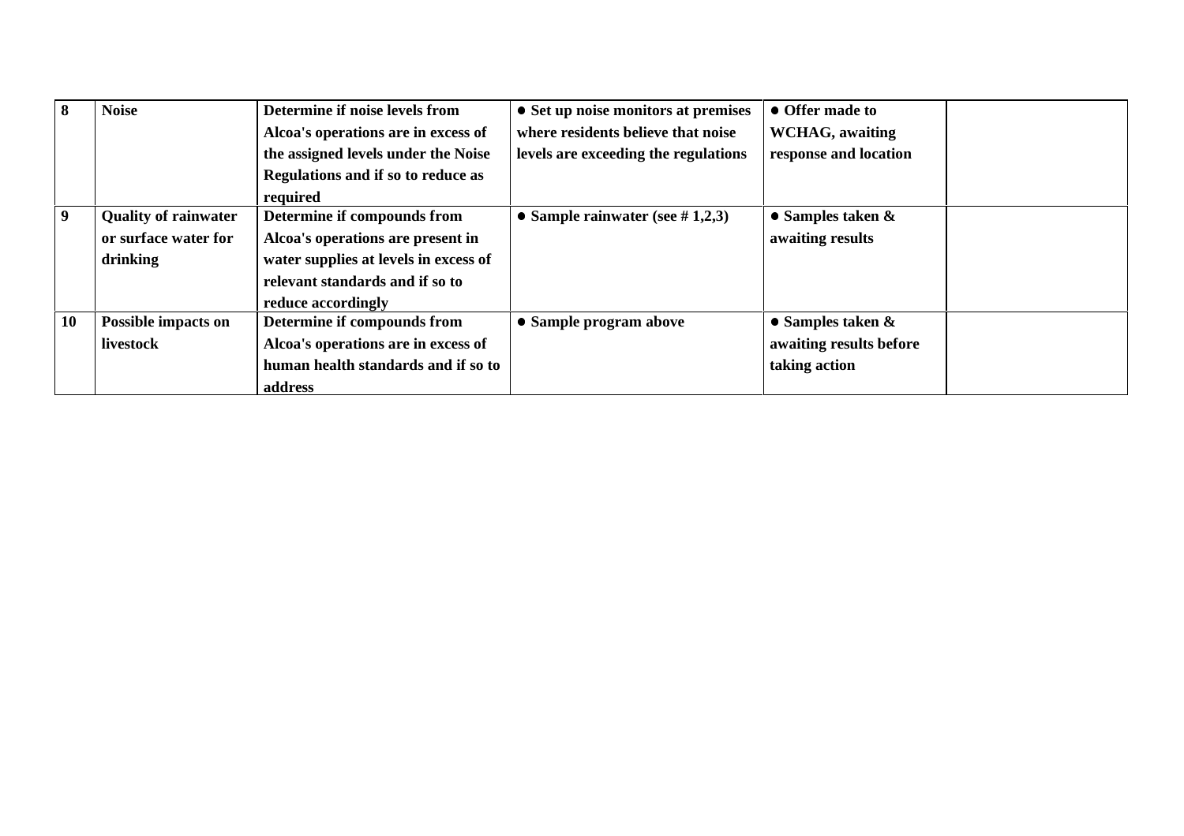| | | | | | |
|---|---|---|---|---|---|
| **8** | **Noise** | **Determine if noise levels from Alcoa's operations are in excess of the assigned levels under the Noise Regulations and if so to reduce as required** | **● Set up noise monitors at premises where residents believe that noise levels are exceeding the regulations** | **● Offer made to WCHAG, awaiting response and location** | |
| **9** | **Quality of rainwater or surface water for drinking** | **Determine if compounds from Alcoa's operations are present in water supplies at levels in excess of relevant standards and if so to reduce accordingly** | **● Sample rainwater (see # 1,2,3)** | **● Samples taken & awaiting results** | |
| **10** | **Possible impacts on livestock** | **Determine if compounds from Alcoa's operations are in excess of human health standards and if so to address** | **● Sample program above** | **● Samples taken & awaiting results before taking action** | |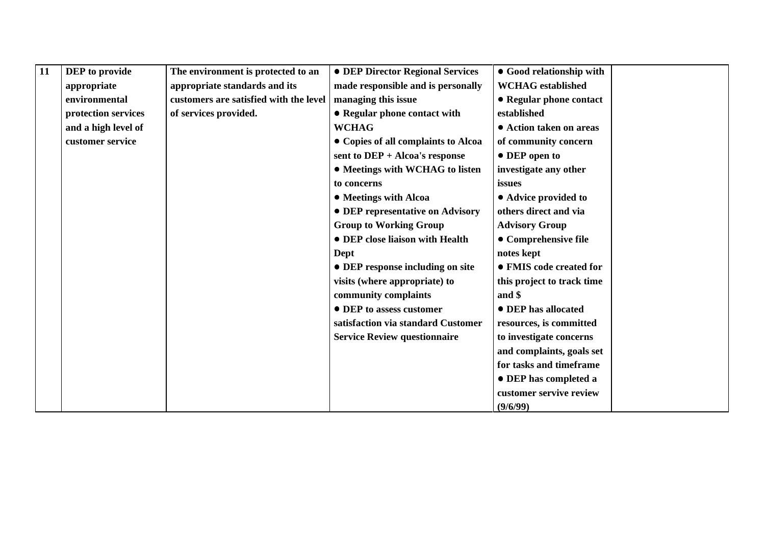| 11 | DEP to provide appropriate environmental protection services and a high level of customer service | The environment is protected to an appropriate standards and its customers are satisfied with the level of services provided. | ● DEP Director Regional Services made responsible and is personally managing this issue<br>● Regular phone contact with WCHAG<br>● Copies of all complaints to Alcoa sent to DEP + Alcoa's response<br>● Meetings with WCHAG to listen to concerns<br>● Meetings with Alcoa<br>● DEP representative on Advisory Group to Working Group<br>● DEP close liaison with Health Dept<br>● DEP response including on site visits (where appropriate) to community complaints<br>● DEP to assess customer satisfaction via standard Customer Service Review questionnaire | ● Good relationship with WCHAG established<br>● Regular phone contact established<br>● Action taken on areas of community concern<br>● DEP open to investigate any other issues<br>● Advice provided to others direct and via Advisory Group<br>● Comprehensive file notes kept<br>● FMIS code created for this project to track time and $<br>● DEP has allocated resources, is committed to investigate concerns and complaints, goals set for tasks and timeframe<br>● DEP has completed a customer servive review (9/6/99) | |
|---|---|---|---|---|---|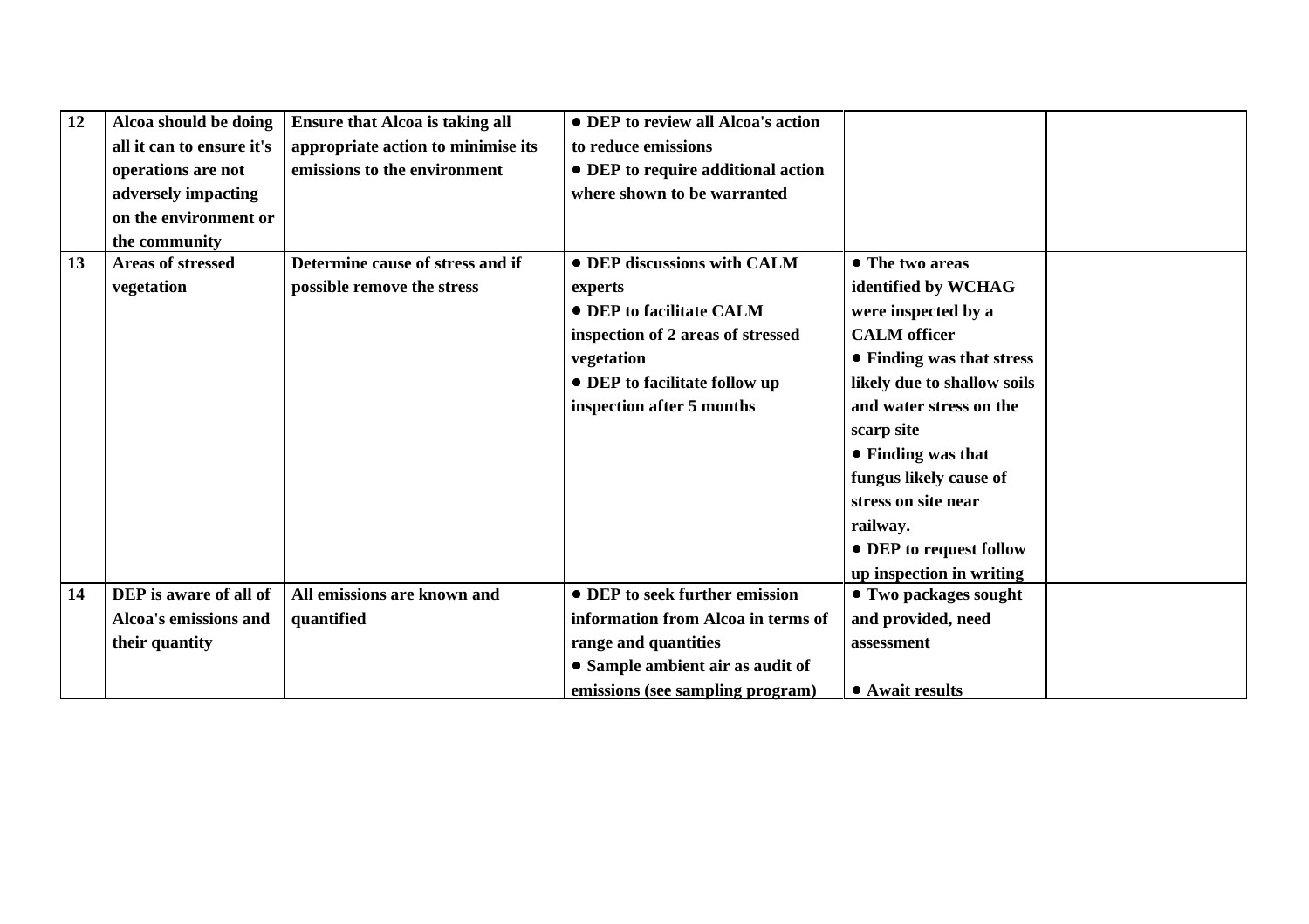| 12 | Alcoa should be doing all it can to ensure it's operations are not adversely impacting on the environment or the community | Ensure that Alcoa is taking all appropriate action to minimise its emissions to the environment | • DEP to review all Alcoa's action to reduce emissions<br>• DEP to require additional action where shown to be warranted | | |
|---|---|---|---|---|---|
| 13 | Areas of stressed vegetation | Determine cause of stress and if possible remove the stress | • DEP discussions with CALM experts<br>• DEP to facilitate CALM inspection of 2 areas of stressed vegetation<br>• DEP to facilitate follow up inspection after 5 months | • The two areas identified by WCHAG were inspected by a CALM officer<br>• Finding was that stress likely due to shallow soils and water stress on the scarp site<br>• Finding was that fungus likely cause of stress on site near railway.<br>• DEP to request follow up inspection in writing | |
| 14 | DEP is aware of all of Alcoa's emissions and their quantity | All emissions are known and quantified | • DEP to seek further emission information from Alcoa in terms of range and quantities<br>• Sample ambient air as audit of emissions (see sampling program) | • Two packages sought and provided, need assessment<br>• Await results | |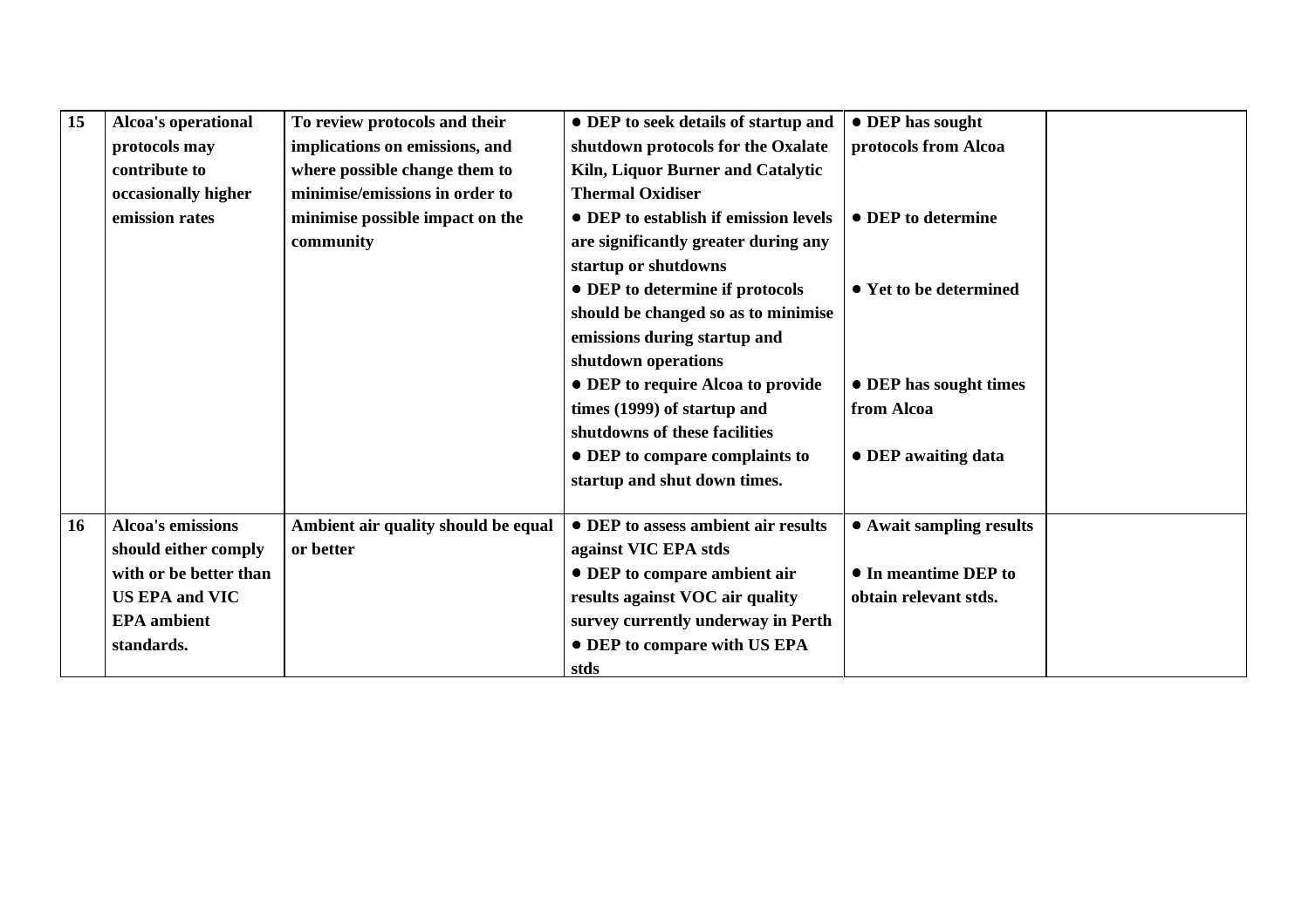| 15 | Alcoa's operational protocols may contribute to occasionally higher emission rates | To review protocols and their implications on emissions, and where possible change them to minimise/emissions in order to minimise possible impact on the community | ● DEP to seek details of startup and shutdown protocols for the Oxalate Kiln, Liquor Burner and Catalytic Thermal Oxidiser<br>● DEP to establish if emission levels are significantly greater during any startup or shutdowns<br>● DEP to determine if protocols should be changed so as to minimise emissions during startup and shutdown operations<br>● DEP to require Alcoa to provide times (1999) of startup and shutdowns of these facilities<br>● DEP to compare complaints to startup and shut down times. | ● DEP has sought protocols from Alcoa<br>● DEP to determine<br>● Yet to be determined<br>● DEP has sought times from Alcoa<br>● DEP awaiting data | |
|---|---|---|---|---|---|
| 16 | Alcoa's emissions should either comply with or be better than US EPA and VIC EPA ambient standards. | Ambient air quality should be equal or better | ● DEP to assess ambient air results against VIC EPA stds<br>● DEP to compare ambient air results against VOC air quality survey currently underway in Perth<br>● DEP to compare with US EPA stds | ● Await sampling results<br>● In meantime DEP to obtain relevant stds. | |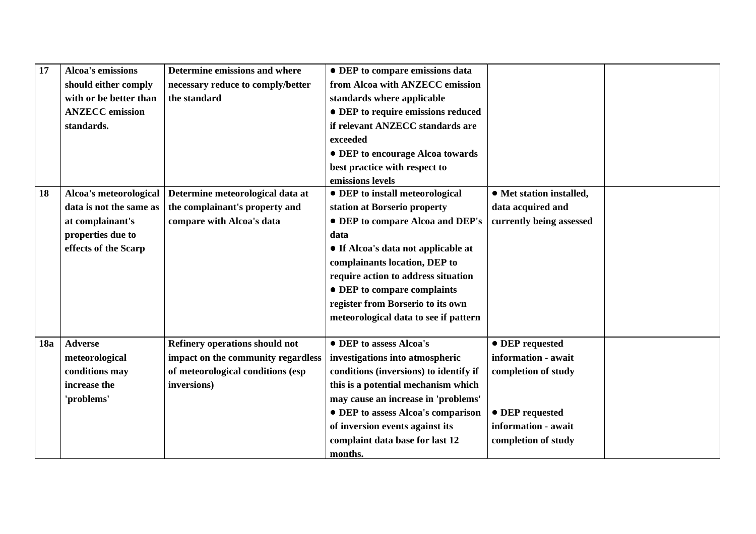| | | | | | |
|---|---|---|---|---|---|
| **17** | **Alcoa's emissions should either comply with or be better than ANZECC emission standards.** | **Determine emissions and where necessary reduce to comply/better the standard** | **● DEP to compare emissions data from Alcoa with ANZECC emission standards where applicable** <br> **● DEP to require emissions reduced if relevant ANZECC standards are exceeded** <br> **● DEP to encourage Alcoa towards best practice with respect to emissions levels** | | |
| **18** | **Alcoa's meteorological data is not the same as at complainant's properties due to effects of the Scarp** | **Determine meteorological data at the complainant's property and compare with Alcoa's data** | **● DEP to install meteorological station at Borserio property** <br> **● DEP to compare Alcoa and DEP's data** <br> **● If Alcoa's data not applicable at complainants location, DEP to require action to address situation** <br> **● DEP to compare complaints register from Borserio to its own meteorological data to see if pattern** | **● Met station installed, data acquired and currently being assessed** | |
| **18a** | **Adverse meteorological conditions may increase the 'problems'** | **Refinery operations should not impact on the community regardless of meteorological conditions (esp inversions)** | **● DEP to assess Alcoa's investigations into atmospheric conditions (inversions) to identify if this is a potential mechanism which may cause an increase in 'problems'** <br> **● DEP to assess Alcoa's comparison of inversion events against its complaint data base for last 12 months.** | **● DEP requested information - await completion of study** <br> **● DEP requested information - await completion of study** | |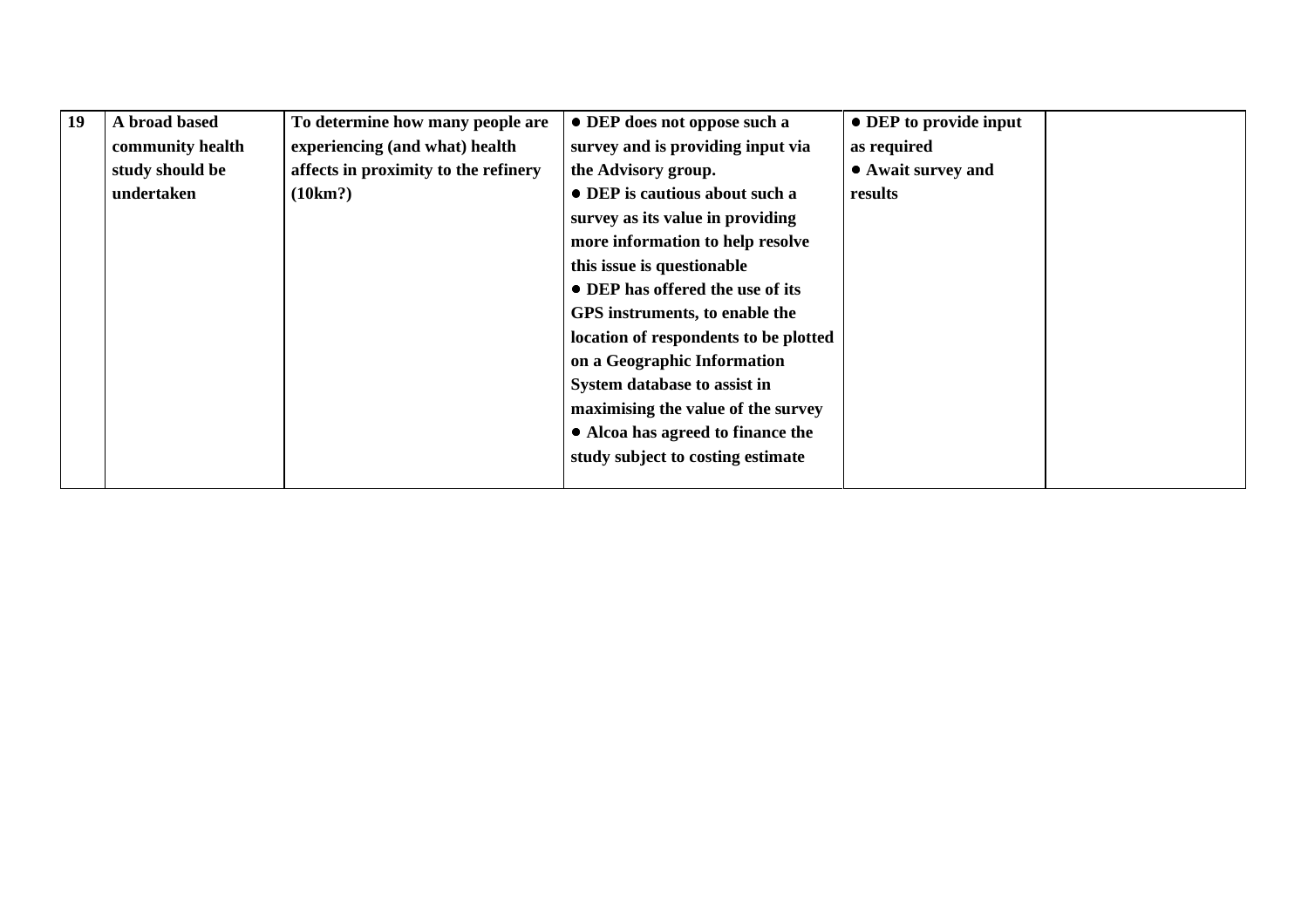| 19 | A broad based community health study should be undertaken | To determine how many people are experiencing (and what) health affects in proximity to the refinery (10km?) | • DEP does not oppose such a survey and is providing input via the Advisory group.<br>• DEP is cautious about such a survey as its value in providing more information to help resolve this issue is questionable<br>• DEP has offered the use of its GPS instruments, to enable the location of respondents to be plotted on a Geographic Information System database to assist in maximising the value of the survey<br>• Alcoa has agreed to finance the study subject to costing estimate | • DEP to provide input as required<br>• Await survey and results | |
|---|---|---|---|---|---|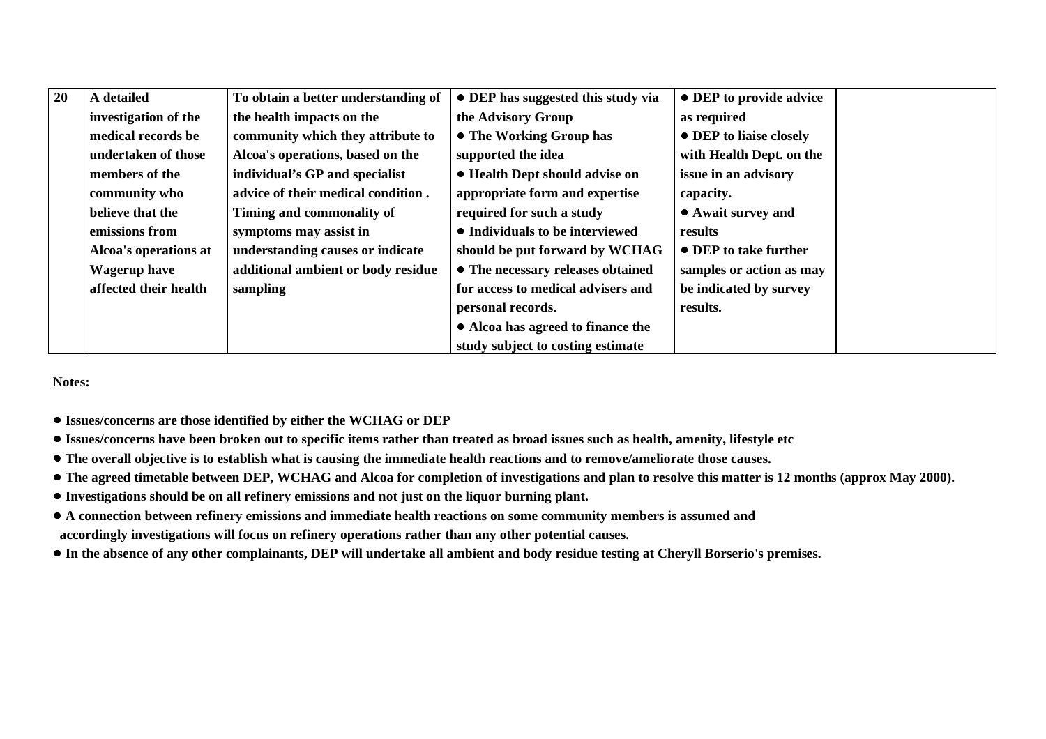| | | | | | |
|---|---|---|---|---|---|
| **20** | **A detailed investigation of the medical records be undertaken of those members of the community who believe that the emissions from Alcoa's operations at Wagerup have affected their health** | **To obtain a better understanding of the health impacts on the community which they attribute to Alcoa's operations, based on the individual's GP and specialist advice of their medical condition . Timing and commonality of symptoms may assist in understanding causes or indicate additional ambient or body residue sampling** | **• DEP has suggested this study via the Advisory Group<br>• The Working Group has supported the idea<br>• Health Dept should advise on appropriate form and expertise required for such a study<br>• Individuals to be interviewed should be put forward by WCHAG<br>• The necessary releases obtained for access to medical advisers and personal records.<br>• Alcoa has agreed to finance the study subject to costing estimate** | **• DEP to provide advice as required<br>• DEP to liaise closely with Health Dept. on the issue in an advisory capacity.<br>• Await survey and results<br>• DEP to take further samples or action as may be indicated by survey results.** | |

**Notes:**

- **Issues/concerns are those identified by either the WCHAG or DEP**
- **Issues/concerns have been broken out to specific items rather than treated as broad issues such as health, amenity, lifestyle etc**
- **The overall objective is to establish what is causing the immediate health reactions and to remove/ameliorate those causes.**
- **The agreed timetable between DEP, WCHAG and Alcoa for completion of investigations and plan to resolve this matter is 12 months (approx May 2000).**
- **Investigations should be on all refinery emissions and not just on the liquor burning plant.**
- **A connection between refinery emissions and immediate health reactions on some community members is assumed and accordingly investigations will focus on refinery operations rather than any other potential causes.**
- **In the absence of any other complainants, DEP will undertake all ambient and body residue testing at Cheryll Borserio's premises.**